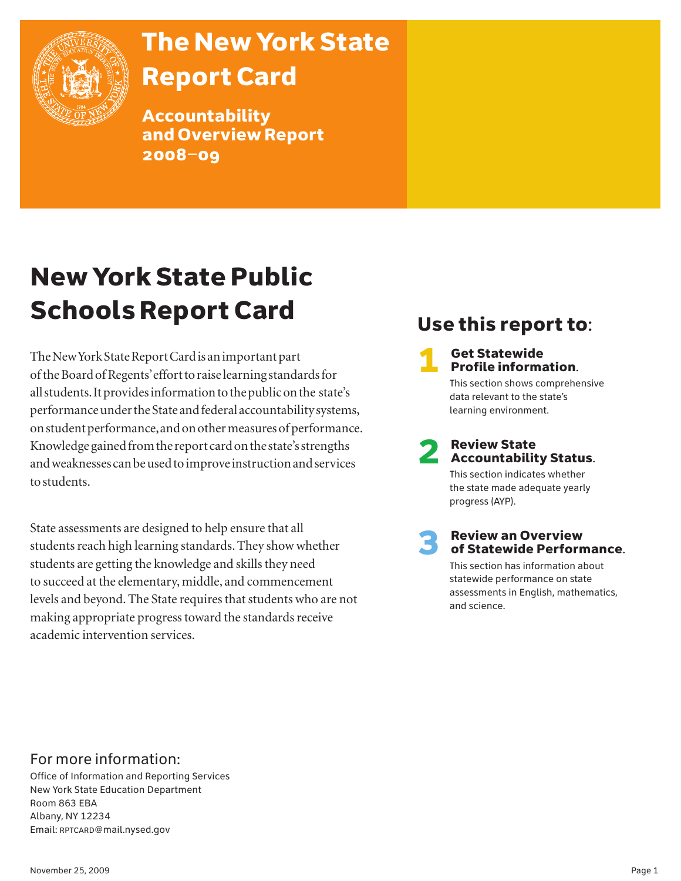# The New York State Report Card

## Accountability and Overview Report 2008–09

# New York State Public Schools Report Card

The New York State Report Card is an important part of the Board of Regents' effort to raise learning standards for all students. It provides information to the public on the state's performance under the State and federal accountability systems, on student performance, and on other measures of performance. Knowledge gained from the report card on the state's strengths and weaknesses can be used to improve instruction and services to students.

State assessments are designed to help ensure that all students reach high learning standards. They show whether students are getting the knowledge and skills they need to succeed at the elementary, middle, and commencement levels and beyond. The State requires that students who are not making appropriate progress toward the standards receive academic intervention services.

## Use this report to:

**1 Get Statewide Profile information.**
This section shows comprehensive data relevant to the state's learning environment.

**2 Review State Accountability Status.**
This section indicates whether the state made adequate yearly progress (AYP).

**3 Review an Overview of Statewide Performance.**
This section has information about statewide performance on state assessments in English, mathematics, and science.

For more information:
Office of Information and Reporting Services
New York State Education Department
Room 863 EBA
Albany, NY 12234
Email: RPTCARD@mail.nysed.gov

November 25, 2009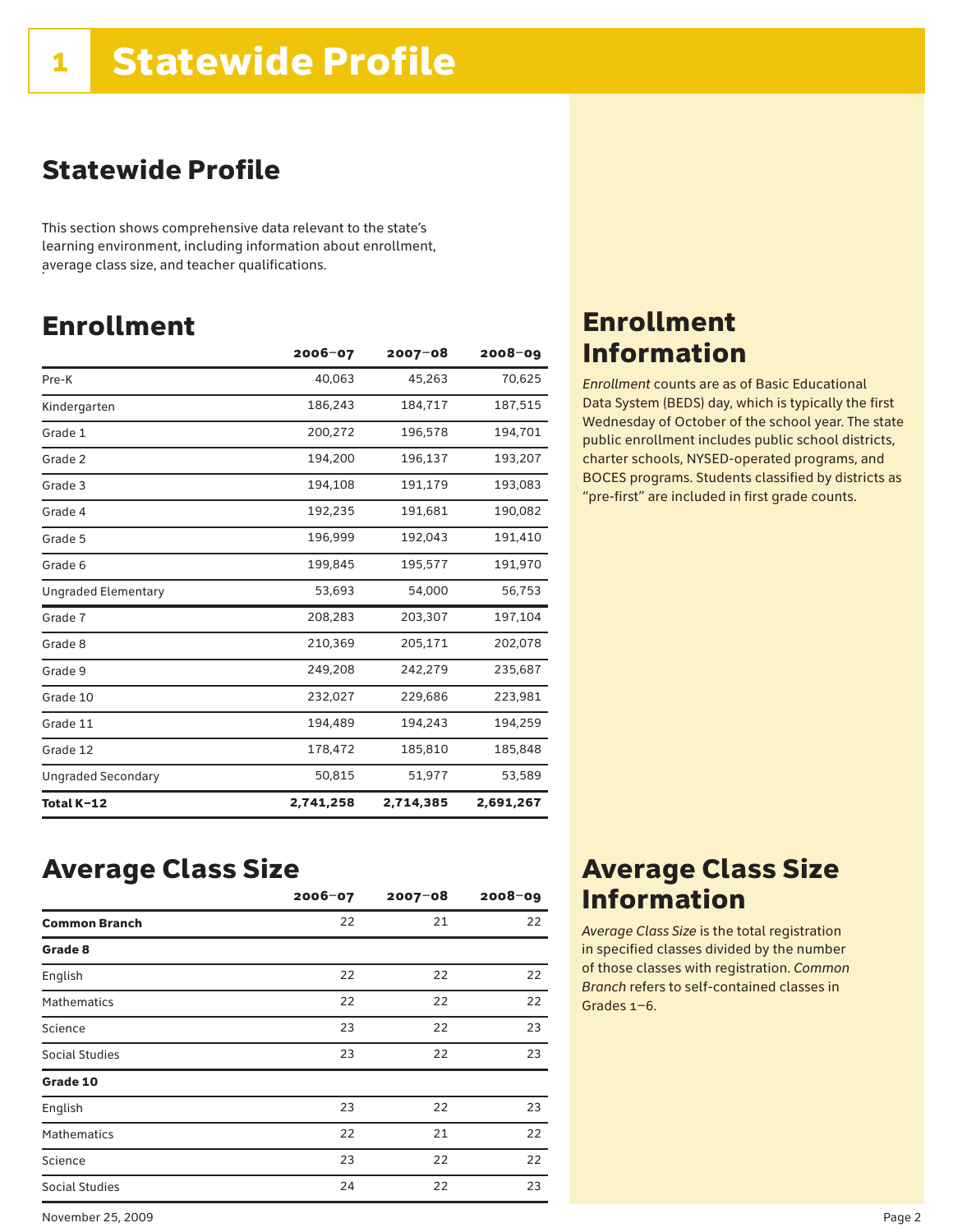# 1 Statewide Profile

## Statewide Profile

This section shows comprehensive data relevant to the state's learning environment, including information about enrollment, average class size, and teacher qualifications.

## Enrollment

| | 2006–07 | 2007–08 | 2008–09 |
|---|---|---|---|
| Pre-K | 40,063 | 45,263 | 70,625 |
| Kindergarten | 186,243 | 184,717 | 187,515 |
| Grade 1 | 200,272 | 196,578 | 194,701 |
| Grade 2 | 194,200 | 196,137 | 193,207 |
| Grade 3 | 194,108 | 191,179 | 193,083 |
| Grade 4 | 192,235 | 191,681 | 190,082 |
| Grade 5 | 196,999 | 192,043 | 191,410 |
| Grade 6 | 199,845 | 195,577 | 191,970 |
| Ungraded Elementary | 53,693 | 54,000 | 56,753 |
| Grade 7 | 208,283 | 203,307 | 197,104 |
| Grade 8 | 210,369 | 205,171 | 202,078 |
| Grade 9 | 249,208 | 242,279 | 235,687 |
| Grade 10 | 232,027 | 229,686 | 223,981 |
| Grade 11 | 194,489 | 194,243 | 194,259 |
| Grade 12 | 178,472 | 185,810 | 185,848 |
| Ungraded Secondary | 50,815 | 51,977 | 53,589 |
| **Total K–12** | **2,741,258** | **2,714,385** | **2,691,267** |

## Enrollment Information

*Enrollment* counts are as of Basic Educational Data System (BEDS) day, which is typically the first Wednesday of October of the school year. The state public enrollment includes public school districts, charter schools, NYSED-operated programs, and BOCES programs. Students classified by districts as "pre-first" are included in first grade counts.

## Average Class Size

| | 2006–07 | 2007–08 | 2008–09 |
|---|---|---|---|
| **Common Branch** | 22 | 21 | 22 |
| **Grade 8** | | | |
| English | 22 | 22 | 22 |
| Mathematics | 22 | 22 | 22 |
| Science | 23 | 22 | 23 |
| Social Studies | 23 | 22 | 23 |
| **Grade 10** | | | |
| English | 23 | 22 | 23 |
| Mathematics | 22 | 21 | 22 |
| Science | 23 | 22 | 22 |
| Social Studies | 24 | 22 | 23 |

## Average Class Size Information

*Average Class Size* is the total registration in specified classes divided by the number of those classes with registration. *Common Branch* refers to self-contained classes in Grades 1–6.

November 25, 2009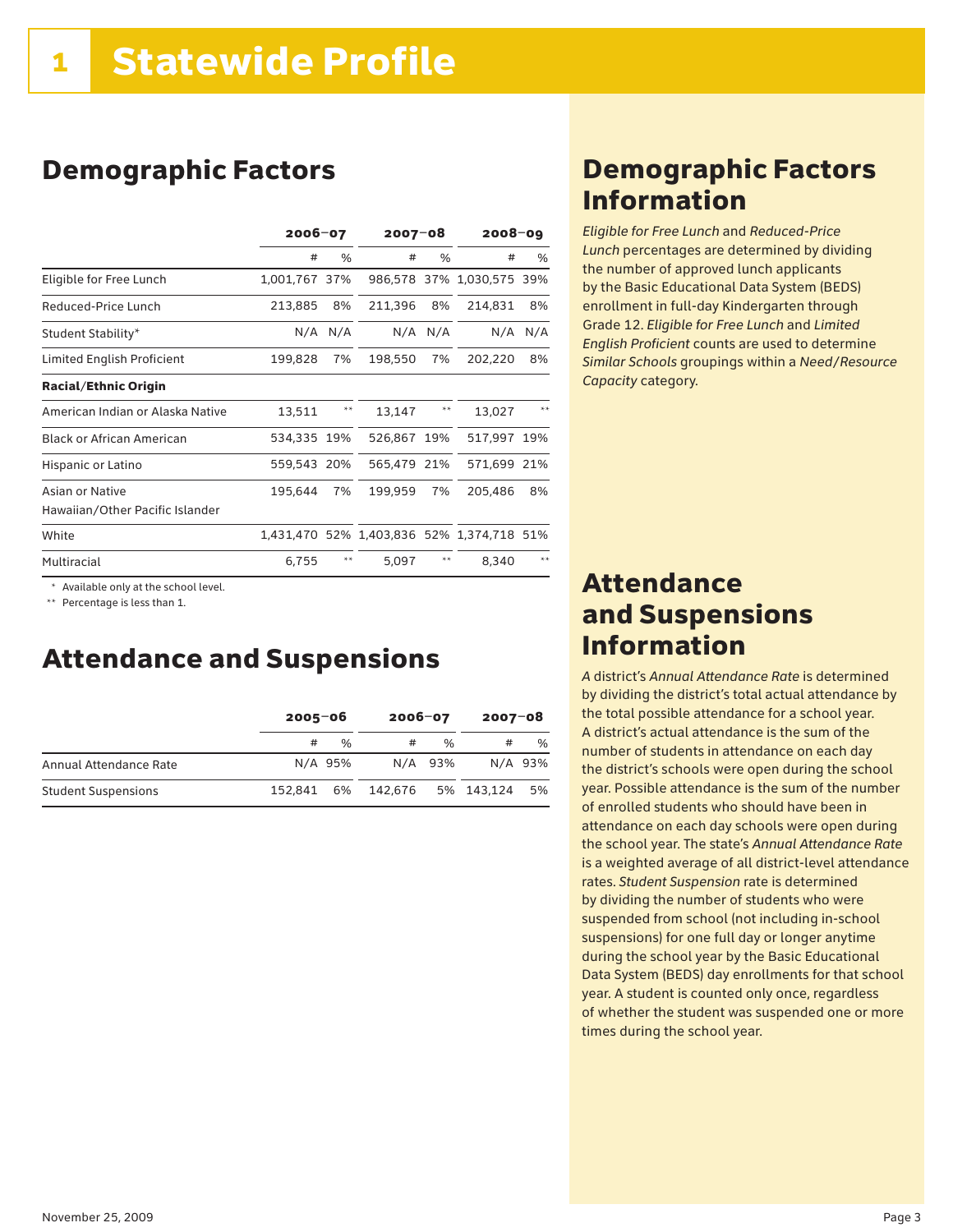# 1 Statewide Profile

## Demographic Factors

| | 2006–07 | | 2007–08 | | 2008–09 | |
|---|---|---|---|---|---|---|
| | # | % | # | % | # | % |
| Eligible for Free Lunch | 1,001,767 | 37% | 986,578 | 37% | 1,030,575 | 39% |
| Reduced-Price Lunch | 213,885 | 8% | 211,396 | 8% | 214,831 | 8% |
| Student Stability* | N/A | N/A | N/A | N/A | N/A | N/A |
| Limited English Proficient | 199,828 | 7% | 198,550 | 7% | 202,220 | 8% |
| **Racial/Ethnic Origin** | | | | | | |
| American Indian or Alaska Native | 13,511 | ** | 13,147 | ** | 13,027 | ** |
| Black or African American | 534,335 | 19% | 526,867 | 19% | 517,997 | 19% |
| Hispanic or Latino | 559,543 | 20% | 565,479 | 21% | 571,699 | 21% |
| Asian or Native Hawaiian/Other Pacific Islander | 195,644 | 7% | 199,959 | 7% | 205,486 | 8% |
| White | 1,431,470 | 52% | 1,403,836 | 52% | 1,374,718 | 51% |
| Multiracial | 6,755 | ** | 5,097 | ** | 8,340 | ** |

\* Available only at the school level.

\*\* Percentage is less than 1.

## Attendance and Suspensions

| | 2005–06 | | 2006–07 | | 2007–08 | |
|---|---|---|---|---|---|---|
| | # | % | # | % | # | % |
| Annual Attendance Rate | N/A | 95% | N/A | 93% | N/A | 93% |
| Student Suspensions | 152,841 | 6% | 142,676 | 5% | 143,124 | 5% |

## Demographic Factors Information

*Eligible for Free Lunch* and *Reduced-Price Lunch* percentages are determined by dividing the number of approved lunch applicants by the Basic Educational Data System (BEDS) enrollment in full-day Kindergarten through Grade 12. *Eligible for Free Lunch* and *Limited English Proficient* counts are used to determine *Similar Schools* groupings within a *Need/Resource Capacity* category.

## Attendance and Suspensions Information

A district's *Annual Attendance Rate* is determined by dividing the district's total actual attendance by the total possible attendance for a school year. A district's actual attendance is the sum of the number of students in attendance on each day the district's schools were open during the school year. Possible attendance is the sum of the number of enrolled students who should have been in attendance on each day schools were open during the school year. The state's *Annual Attendance Rate* is a weighted average of all district-level attendance rates. *Student Suspension* rate is determined by dividing the number of students who were suspended from school (not including in-school suspensions) for one full day or longer anytime during the school year by the Basic Educational Data System (BEDS) day enrollments for that school year. A student is counted only once, regardless of whether the student was suspended one or more times during the school year.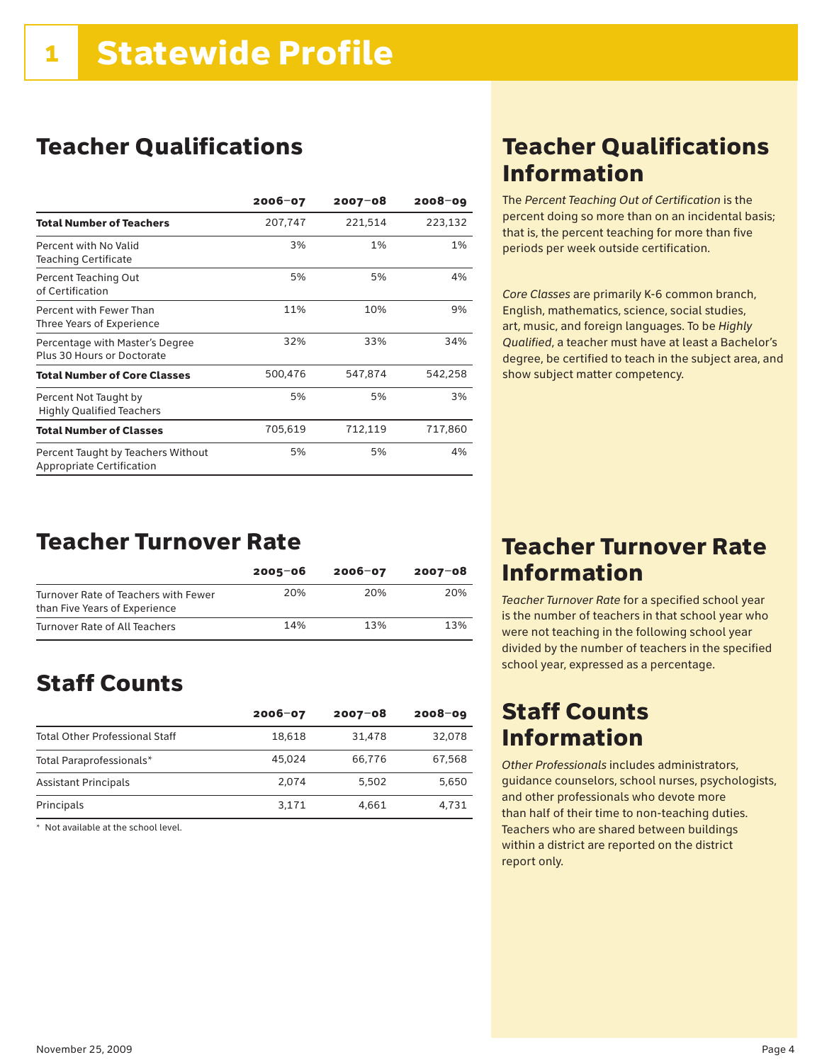# 1 Statewide Profile

## Teacher Qualifications

| | 2006–07 | 2007–08 | 2008–09 |
|---|---|---|---|
| **Total Number of Teachers** | 207,747 | 221,514 | 223,132 |
| Percent with No Valid Teaching Certificate | 3% | 1% | 1% |
| Percent Teaching Out of Certification | 5% | 5% | 4% |
| Percent with Fewer Than Three Years of Experience | 11% | 10% | 9% |
| Percentage with Master's Degree Plus 30 Hours or Doctorate | 32% | 33% | 34% |
| **Total Number of Core Classes** | 500,476 | 547,874 | 542,258 |
| Percent Not Taught by Highly Qualified Teachers | 5% | 5% | 3% |
| **Total Number of Classes** | 705,619 | 712,119 | 717,860 |
| Percent Taught by Teachers Without Appropriate Certification | 5% | 5% | 4% |

## Teacher Turnover Rate

| | 2005–06 | 2006–07 | 2007–08 |
|---|---|---|---|
| Turnover Rate of Teachers with Fewer than Five Years of Experience | 20% | 20% | 20% |
| Turnover Rate of All Teachers | 14% | 13% | 13% |

## Staff Counts

| | 2006–07 | 2007–08 | 2008–09 |
|---|---|---|---|
| Total Other Professional Staff | 18,618 | 31,478 | 32,078 |
| Total Paraprofessionals* | 45,024 | 66,776 | 67,568 |
| Assistant Principals | 2,074 | 5,502 | 5,650 |
| Principals | 3,171 | 4,661 | 4,731 |

* Not available at the school level.

## Teacher Qualifications Information

The *Percent Teaching Out of Certification* is the percent doing so more than on an incidental basis; that is, the percent teaching for more than five periods per week outside certification.

*Core Classes* are primarily K-6 common branch, English, mathematics, science, social studies, art, music, and foreign languages. To be *Highly Qualified*, a teacher must have at least a Bachelor's degree, be certified to teach in the subject area, and show subject matter competency.

## Teacher Turnover Rate Information

*Teacher Turnover Rate* for a specified school year is the number of teachers in that school year who were not teaching in the following school year divided by the number of teachers in the specified school year, expressed as a percentage.

## Staff Counts Information

*Other Professionals* includes administrators, guidance counselors, school nurses, psychologists, and other professionals who devote more than half of their time to non-teaching duties. Teachers who are shared between buildings within a district are reported on the district report only.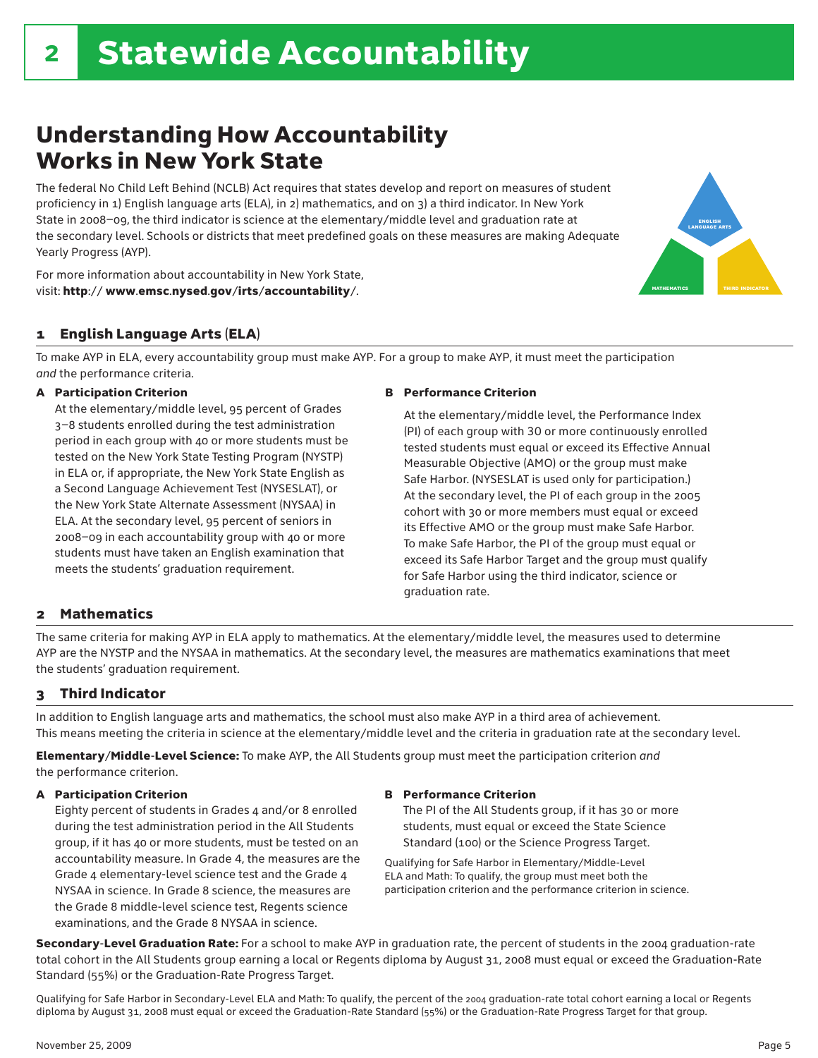# 2 Statewide Accountability

## Understanding How Accountability Works in New York State

The federal No Child Left Behind (NCLB) Act requires that states develop and report on measures of student proficiency in 1) English language arts (ELA), in 2) mathematics, and on 3) a third indicator. In New York State in 2008–09, the third indicator is science at the elementary/middle level and graduation rate at the secondary level. Schools or districts that meet predefined goals on these measures are making Adequate Yearly Progress (AYP).

For more information about accountability in New York State, visit: **http:// www.emsc.nysed.gov/irts/accountability/**.

ENGLISH LANGUAGE ARTS

MATHEMATICS

THIRD INDICATOR

### 1 English Language Arts (ELA)

To make AYP in ELA, every accountability group must make AYP. For a group to make AYP, it must meet the participation *and* the performance criteria.

**A Participation Criterion**

At the elementary/middle level, 95 percent of Grades 3–8 students enrolled during the test administration period in each group with 40 or more students must be tested on the New York State Testing Program (NYSTP) in ELA or, if appropriate, the New York State English as a Second Language Achievement Test (NYSESLAT), or the New York State Alternate Assessment (NYSAA) in ELA. At the secondary level, 95 percent of seniors in 2008–09 in each accountability group with 40 or more students must have taken an English examination that meets the students' graduation requirement.

**B Performance Criterion**

At the elementary/middle level, the Performance Index (PI) of each group with 30 or more continuously enrolled tested students must equal or exceed its Effective Annual Measurable Objective (AMO) or the group must make Safe Harbor. (NYSESLAT is used only for participation.) At the secondary level, the PI of each group in the 2005 cohort with 30 or more members must equal or exceed its Effective AMO or the group must make Safe Harbor. To make Safe Harbor, the PI of the group must equal or exceed its Safe Harbor Target and the group must qualify for Safe Harbor using the third indicator, science or graduation rate.

### 2 Mathematics

The same criteria for making AYP in ELA apply to mathematics. At the elementary/middle level, the measures used to determine AYP are the NYSTP and the NYSAA in mathematics. At the secondary level, the measures are mathematics examinations that meet the students' graduation requirement.

### 3 Third Indicator

In addition to English language arts and mathematics, the school must also make AYP in a third area of achievement. This means meeting the criteria in science at the elementary/middle level and the criteria in graduation rate at the secondary level.

**Elementary/Middle-Level Science:** To make AYP, the All Students group must meet the participation criterion *and* the performance criterion.

**A Participation Criterion**

Eighty percent of students in Grades 4 and/or 8 enrolled during the test administration period in the All Students group, if it has 40 or more students, must be tested on an accountability measure. In Grade 4, the measures are the Grade 4 elementary-level science test and the Grade 4 NYSAA in science. In Grade 8 science, the measures are the Grade 8 middle-level science test, Regents science examinations, and the Grade 8 NYSAA in science.

**B Performance Criterion**

The PI of the All Students group, if it has 30 or more students, must equal or exceed the State Science Standard (100) or the Science Progress Target.

Qualifying for Safe Harbor in Elementary/Middle-Level ELA and Math: To qualify, the group must meet both the participation criterion and the performance criterion in science.

**Secondary-Level Graduation Rate:** For a school to make AYP in graduation rate, the percent of students in the 2004 graduation-rate total cohort in the All Students group earning a local or Regents diploma by August 31, 2008 must equal or exceed the Graduation-Rate Standard (55%) or the Graduation-Rate Progress Target.

Qualifying for Safe Harbor in Secondary-Level ELA and Math: To qualify, the percent of the 2004 graduation-rate total cohort earning a local or Regents diploma by August 31, 2008 must equal or exceed the Graduation-Rate Standard (55%) or the Graduation-Rate Progress Target for that group.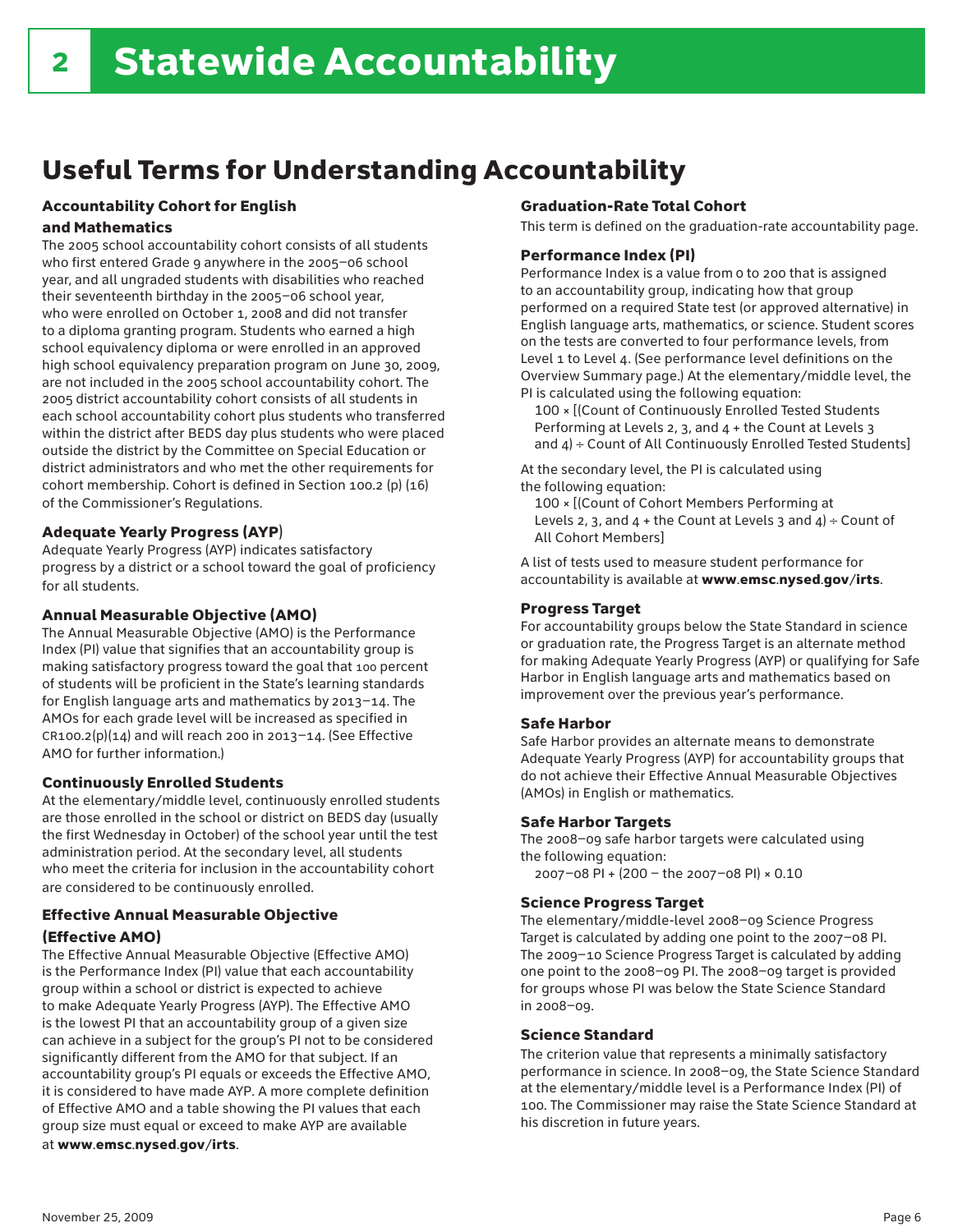// Statewide Accountability

## Useful Terms for Understanding Accountability

### Accountability Cohort for English and Mathematics

The 2005 school accountability cohort consists of all students who first entered Grade 9 anywhere in the 2005–06 school year, and all ungraded students with disabilities who reached their seventeenth birthday in the 2005–06 school year, who were enrolled on October 1, 2008 and did not transfer to a diploma granting program. Students who earned a high school equivalency diploma or were enrolled in an approved high school equivalency preparation program on June 30, 2009, are not included in the 2005 school accountability cohort. The 2005 district accountability cohort consists of all students in each school accountability cohort plus students who transferred within the district after BEDS day plus students who were placed outside the district by the Committee on Special Education or district administrators and who met the other requirements for cohort membership. Cohort is defined in Section 100.2 (p) (16) of the Commissioner's Regulations.

### Adequate Yearly Progress (AYP)

Adequate Yearly Progress (AYP) indicates satisfactory progress by a district or a school toward the goal of proficiency for all students.

### Annual Measurable Objective (AMO)

The Annual Measurable Objective (AMO) is the Performance Index (PI) value that signifies that an accountability group is making satisfactory progress toward the goal that 100 percent of students will be proficient in the State's learning standards for English language arts and mathematics by 2013–14. The AMOs for each grade level will be increased as specified in CR100.2(p)(14) and will reach 200 in 2013–14. (See Effective AMO for further information.)

### Continuously Enrolled Students

At the elementary/middle level, continuously enrolled students are those enrolled in the school or district on BEDS day (usually the first Wednesday in October) of the school year until the test administration period. At the secondary level, all students who meet the criteria for inclusion in the accountability cohort are considered to be continuously enrolled.

### Effective Annual Measurable Objective (Effective AMO)

The Effective Annual Measurable Objective (Effective AMO) is the Performance Index (PI) value that each accountability group within a school or district is expected to achieve to make Adequate Yearly Progress (AYP). The Effective AMO is the lowest PI that an accountability group of a given size can achieve in a subject for the group's PI not to be considered significantly different from the AMO for that subject. If an accountability group's PI equals or exceeds the Effective AMO, it is considered to have made AYP. A more complete definition of Effective AMO and a table showing the PI values that each group size must equal or exceed to make AYP are available at **www.emsc.nysed.gov/irts**.

### Graduation-Rate Total Cohort

This term is defined on the graduation-rate accountability page.

### Performance Index (PI)

Performance Index is a value from 0 to 200 that is assigned to an accountability group, indicating how that group performed on a required State test (or approved alternative) in English language arts, mathematics, or science. Student scores on the tests are converted to four performance levels, from Level 1 to Level 4. (See performance level definitions on the Overview Summary page.) At the elementary/middle level, the PI is calculated using the following equation:

100 × [(Count of Continuously Enrolled Tested Students Performing at Levels 2, 3, and 4 + the Count at Levels 3 and 4) ÷ Count of All Continuously Enrolled Tested Students]

At the secondary level, the PI is calculated using the following equation:

100 × [(Count of Cohort Members Performing at Levels 2, 3, and 4 + the Count at Levels 3 and 4) ÷ Count of All Cohort Members]

A list of tests used to measure student performance for accountability is available at **www.emsc.nysed.gov/irts**.

### Progress Target

For accountability groups below the State Standard in science or graduation rate, the Progress Target is an alternate method for making Adequate Yearly Progress (AYP) or qualifying for Safe Harbor in English language arts and mathematics based on improvement over the previous year's performance.

### Safe Harbor

Safe Harbor provides an alternate means to demonstrate Adequate Yearly Progress (AYP) for accountability groups that do not achieve their Effective Annual Measurable Objectives (AMOs) in English or mathematics.

### Safe Harbor Targets

The 2008–09 safe harbor targets were calculated using the following equation:

2007–08 PI + (200 – the 2007–08 PI) × 0.10

### Science Progress Target

The elementary/middle-level 2008–09 Science Progress Target is calculated by adding one point to the 2007–08 PI. The 2009–10 Science Progress Target is calculated by adding one point to the 2008–09 PI. The 2008–09 target is provided for groups whose PI was below the State Science Standard in 2008–09.

### Science Standard

The criterion value that represents a minimally satisfactory performance in science. In 2008–09, the State Science Standard at the elementary/middle level is a Performance Index (PI) of 100. The Commissioner may raise the State Science Standard at his discretion in future years.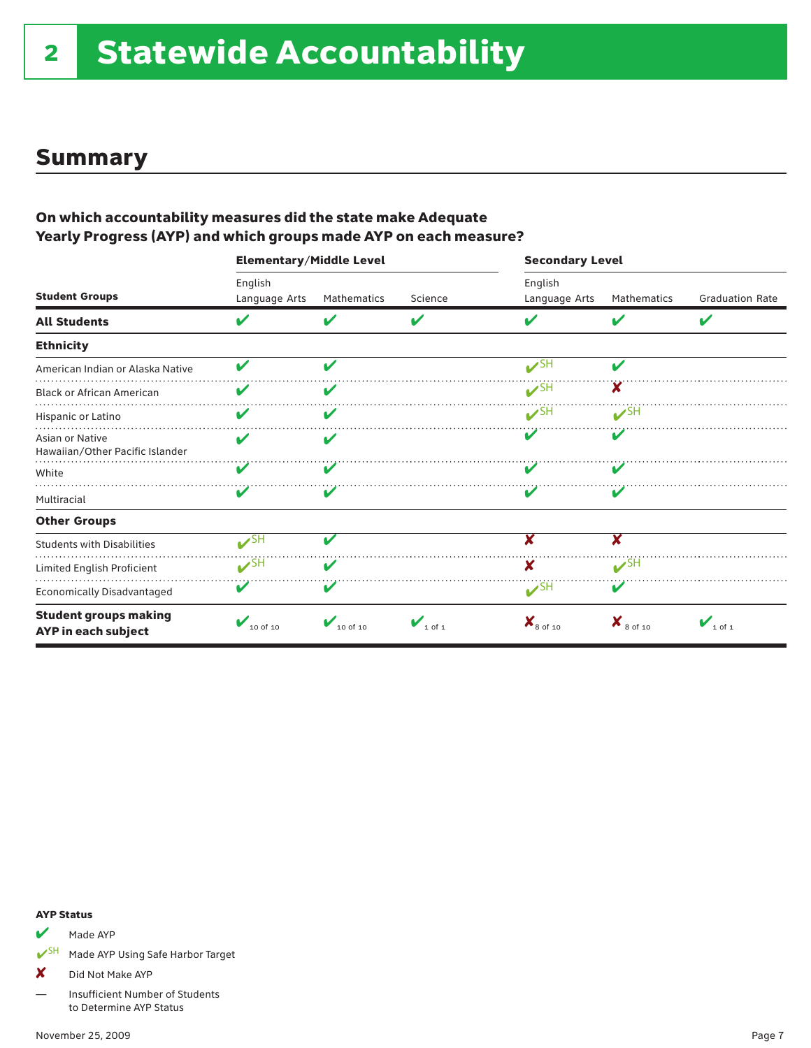# 2 Statewide Accountability

## Summary

### On which accountability measures did the state make Adequate Yearly Progress (AYP) and which groups made AYP on each measure?

| Student Groups | Elementary/Middle Level English Language Arts | Elementary/Middle Level Mathematics | Elementary/Middle Level Science | Secondary Level English Language Arts | Secondary Level Mathematics | Secondary Level Graduation Rate |
|---|---|---|---|---|---|---|
| **All Students** | ✔ | ✔ | ✔ | ✔ | ✔ | ✔ |
| **Ethnicity** | | | | | | |
| American Indian or Alaska Native | ✔ | ✔ | | ✔SH | ✔ | |
| Black or African American | ✔ | ✔ | | ✔SH | ✘ | |
| Hispanic or Latino | ✔ | ✔ | | ✔SH | ✔SH | |
| Asian or Native Hawaiian/Other Pacific Islander | ✔ | ✔ | | ✔ | ✔ | |
| White | ✔ | ✔ | | ✔ | ✔ | |
| Multiracial | ✔ | ✔ | | ✔ | ✔ | |
| **Other Groups** | | | | | | |
| Students with Disabilities | ✔SH | ✔ | | ✘ | ✘ | |
| Limited English Proficient | ✔SH | ✔ | | ✘ | ✔SH | |
| Economically Disadvantaged | ✔ | ✔ | | ✔SH | ✔ | |
| **Student groups making AYP in each subject** | ✔ 10 of 10 | ✔ 10 of 10 | ✔ 1 of 1 | ✘ 8 of 10 | ✘ 8 of 10 | ✔ 1 of 1 |

**AYP Status**

- ✔ Made AYP
- ✔SH Made AYP Using Safe Harbor Target
- ✘ Did Not Make AYP
- — Insufficient Number of Students to Determine AYP Status

November 25, 2009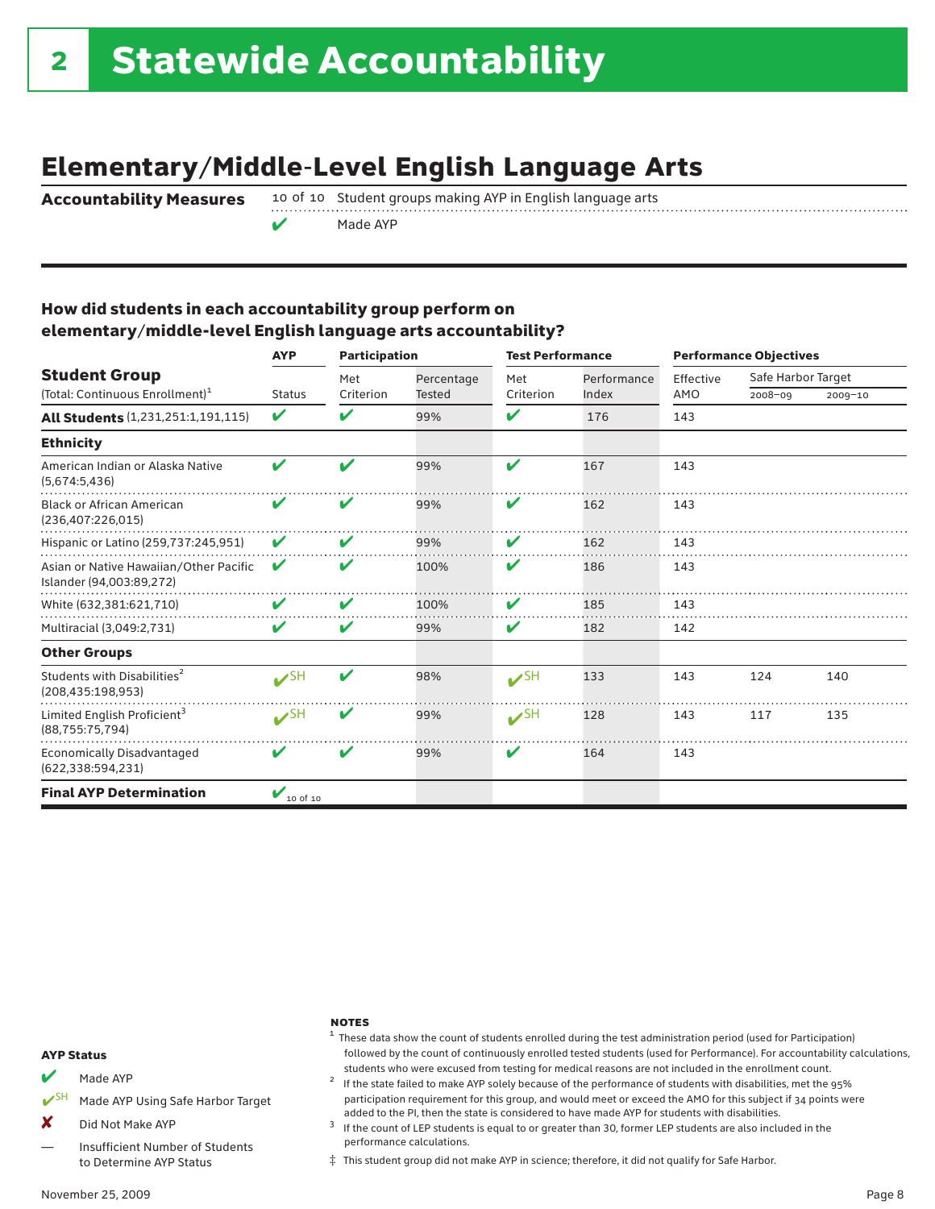# 2 Statewide Accountability

## Elementary/Middle-Level English Language Arts

**Accountability Measures**

| | |
|---|---|
| 10 of 10 | Student groups making AYP in English language arts |
| ✔ | Made AYP |

### How did students in each accountability group perform on elementary/middle-level English language arts accountability?

| Student Group (Total: Continuous Enrollment)[1] | AYP Status | Participation: Met Criterion | Participation: Percentage Tested | Test Performance: Met Criterion | Test Performance: Performance Index | Performance Objectives: Effective AMO | Safe Harbor Target 2008–09 | Safe Harbor Target 2009–10 |
|---|---|---|---|---|---|---|---|---|
| **All Students** (1,231,251:1,191,115) | ✔ | ✔ | 99% | ✔ | 176 | 143 | | |
| **Ethnicity** | | | | | | | | |
| American Indian or Alaska Native (5,674:5,436) | ✔ | ✔ | 99% | ✔ | 167 | 143 | | |
| Black or African American (236,407:226,015) | ✔ | ✔ | 99% | ✔ | 162 | 143 | | |
| Hispanic or Latino (259,737:245,951) | ✔ | ✔ | 99% | ✔ | 162 | 143 | | |
| Asian or Native Hawaiian/Other Pacific Islander (94,003:89,272) | ✔ | ✔ | 100% | ✔ | 186 | 143 | | |
| White (632,381:621,710) | ✔ | ✔ | 100% | ✔ | 185 | 143 | | |
| Multiracial (3,049:2,731) | ✔ | ✔ | 99% | ✔ | 182 | 142 | | |
| **Other Groups** | | | | | | | | |
| Students with Disabilities[2] (208,435:198,953) | ✔SH | ✔ | 98% | ✔SH | 133 | 143 | 124 | 140 |
| Limited English Proficient[3] (88,755:75,794) | ✔SH | ✔ | 99% | ✔SH | 128 | 143 | 117 | 135 |
| Economically Disadvantaged (622,338:594,231) | ✔ | ✔ | 99% | ✔ | 164 | 143 | | |
| **Final AYP Determination** | ✔ 10 of 10 | | | | | | | |

**AYP Status**

- ✔ Made AYP
- ✔SH Made AYP Using Safe Harbor Target
- ✘ Did Not Make AYP
- — Insufficient Number of Students to Determine AYP Status

**NOTES**

[1] These data show the count of students enrolled during the test administration period (used for Participation) followed by the count of continuously enrolled tested students (used for Performance). For accountability calculations, students who were excused from testing for medical reasons are not included in the enrollment count.

[2] If the state failed to make AYP solely because of the performance of students with disabilities, met the 95% participation requirement for this group, and would meet or exceed the AMO for this subject if 34 points were added to the PI, then the state is considered to have made AYP for students with disabilities.

[3] If the count of LEP students is equal to or greater than 30, former LEP students are also included in the performance calculations.

‡ This student group did not make AYP in science; therefore, it did not qualify for Safe Harbor.

November 25, 2009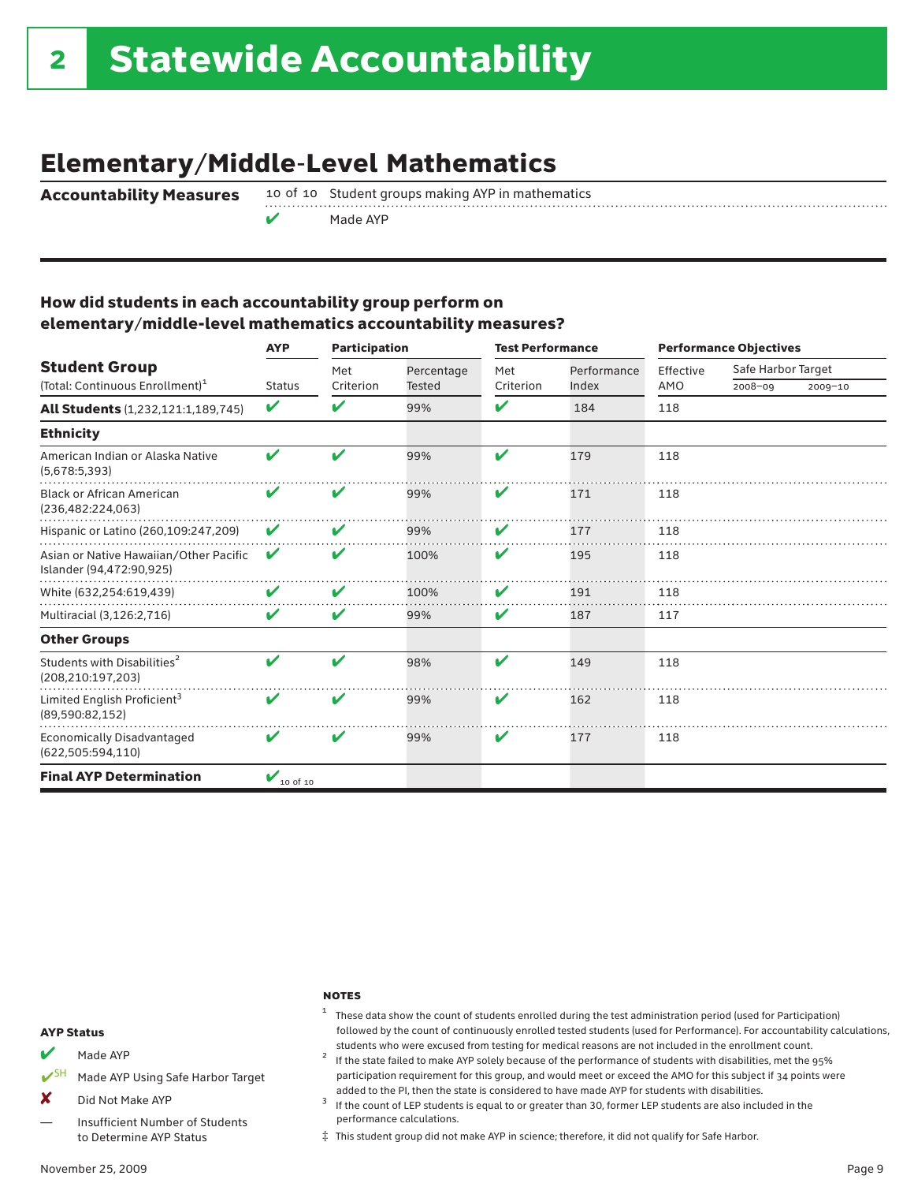# 2 Statewide Accountability

## Elementary/Middle-Level Mathematics

**Accountability Measures**

10 of 10 Student groups making AYP in mathematics

✔ Made AYP

### How did students in each accountability group perform on elementary/middle-level mathematics accountability measures?

| Student Group (Total: Continuous Enrollment)[1] | AYP Status | Participation Met Criterion | Participation Percentage Tested | Test Performance Met Criterion | Test Performance Performance Index | Performance Objectives Effective AMO | Safe Harbor Target 2008–09 | Safe Harbor Target 2009–10 |
|---|---|---|---|---|---|---|---|---|
| **All Students** (1,232,121:1,189,745) | ✔ | ✔ | 99% | ✔ | 184 | 118 | | |
| **Ethnicity** | | | | | | | | |
| American Indian or Alaska Native (5,678:5,393) | ✔ | ✔ | 99% | ✔ | 179 | 118 | | |
| Black or African American (236,482:224,063) | ✔ | ✔ | 99% | ✔ | 171 | 118 | | |
| Hispanic or Latino (260,109:247,209) | ✔ | ✔ | 99% | ✔ | 177 | 118 | | |
| Asian or Native Hawaiian/Other Pacific Islander (94,472:90,925) | ✔ | ✔ | 100% | ✔ | 195 | 118 | | |
| White (632,254:619,439) | ✔ | ✔ | 100% | ✔ | 191 | 118 | | |
| Multiracial (3,126:2,716) | ✔ | ✔ | 99% | ✔ | 187 | 117 | | |
| **Other Groups** | | | | | | | | |
| Students with Disabilities[2] (208,210:197,203) | ✔ | ✔ | 98% | ✔ | 149 | 118 | | |
| Limited English Proficient[3] (89,590:82,152) | ✔ | ✔ | 99% | ✔ | 162 | 118 | | |
| Economically Disadvantaged (622,505:594,110) | ✔ | ✔ | 99% | ✔ | 177 | 118 | | |
| **Final AYP Determination** | ✔ 10 of 10 | | | | | | | |

**AYP Status**

- ✔ Made AYP
- ✔SH Made AYP Using Safe Harbor Target
- ✘ Did Not Make AYP
- — Insufficient Number of Students to Determine AYP Status

**NOTES**

[1] These data show the count of students enrolled during the test administration period (used for Participation) followed by the count of continuously enrolled tested students (used for Performance). For accountability calculations, students who were excused from testing for medical reasons are not included in the enrollment count.

[2] If the state failed to make AYP solely because of the performance of students with disabilities, met the 95% participation requirement for this group, and would meet or exceed the AMO for this subject if 34 points were added to the PI, then the state is considered to have made AYP for students with disabilities.

[3] If the count of LEP students is equal to or greater than 30, former LEP students are also included in the performance calculations.

‡ This student group did not make AYP in science; therefore, it did not qualify for Safe Harbor.

November 25, 2009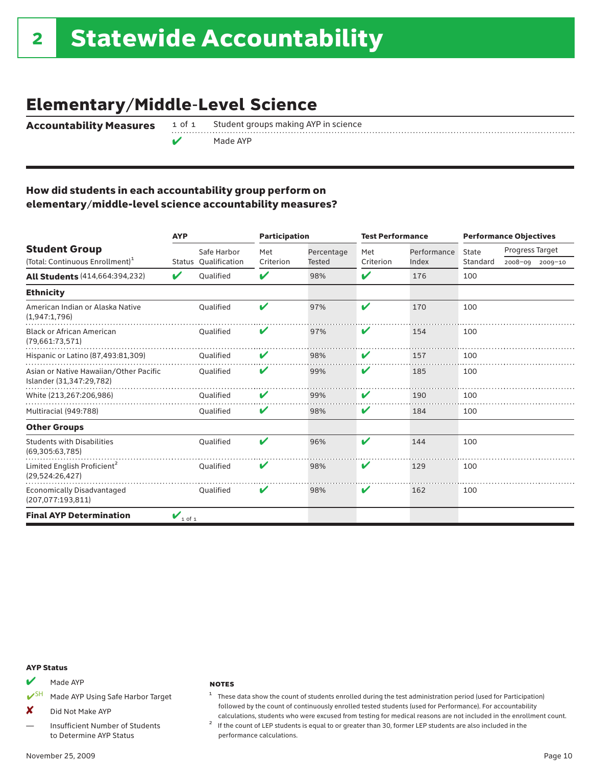# 2 Statewide Accountability

## Elementary/Middle-Level Science

**Accountability Measures**

| | |
|---|---|
| 1 of 1 | Student groups making AYP in science |
| ✔ | Made AYP |

### How did students in each accountability group perform on elementary/middle-level science accountability measures?

| Student Group (Total: Continuous Enrollment)[1] | AYP | | Participation | | Test Performance | | Performance Objectives | | |
|---|---|---|---|---|---|---|---|---|---|
| | Status | Safe Harbor Qualification | Met Criterion | Percentage Tested | Met Criterion | Performance Index | State Standard | Progress Target 2008–09 | Progress Target 2009–10 |
| **All Students** (414,664:394,232) | ✔ | Qualified | ✔ | 98% | ✔ | 176 | 100 | | |
| **Ethnicity** | | | | | | | | | |
| American Indian or Alaska Native (1,947:1,796) | | Qualified | ✔ | 97% | ✔ | 170 | 100 | | |
| Black or African American (79,661:73,571) | | Qualified | ✔ | 97% | ✔ | 154 | 100 | | |
| Hispanic or Latino (87,493:81,309) | | Qualified | ✔ | 98% | ✔ | 157 | 100 | | |
| Asian or Native Hawaiian/Other Pacific Islander (31,347:29,782) | | Qualified | ✔ | 99% | ✔ | 185 | 100 | | |
| White (213,267:206,986) | | Qualified | ✔ | 99% | ✔ | 190 | 100 | | |
| Multiracial (949:788) | | Qualified | ✔ | 98% | ✔ | 184 | 100 | | |
| **Other Groups** | | | | | | | | | |
| Students with Disabilities (69,305:63,785) | | Qualified | ✔ | 96% | ✔ | 144 | 100 | | |
| Limited English Proficient[2] (29,524:26,427) | | Qualified | ✔ | 98% | ✔ | 129 | 100 | | |
| Economically Disadvantaged (207,077:193,811) | | Qualified | ✔ | 98% | ✔ | 162 | 100 | | |
| **Final AYP Determination** | ✔ 1 of 1 | | | | | | | | |

**AYP Status**

- ✔ Made AYP
- ✔SH Made AYP Using Safe Harbor Target
- ✘ Did Not Make AYP
- — Insufficient Number of Students to Determine AYP Status

**NOTES**

1. These data show the count of students enrolled during the test administration period (used for Participation) followed by the count of continuously enrolled tested students (used for Performance). For accountability calculations, students who were excused from testing for medical reasons are not included in the enrollment count.
2. If the count of LEP students is equal to or greater than 30, former LEP students are also included in the performance calculations.

November 25, 2009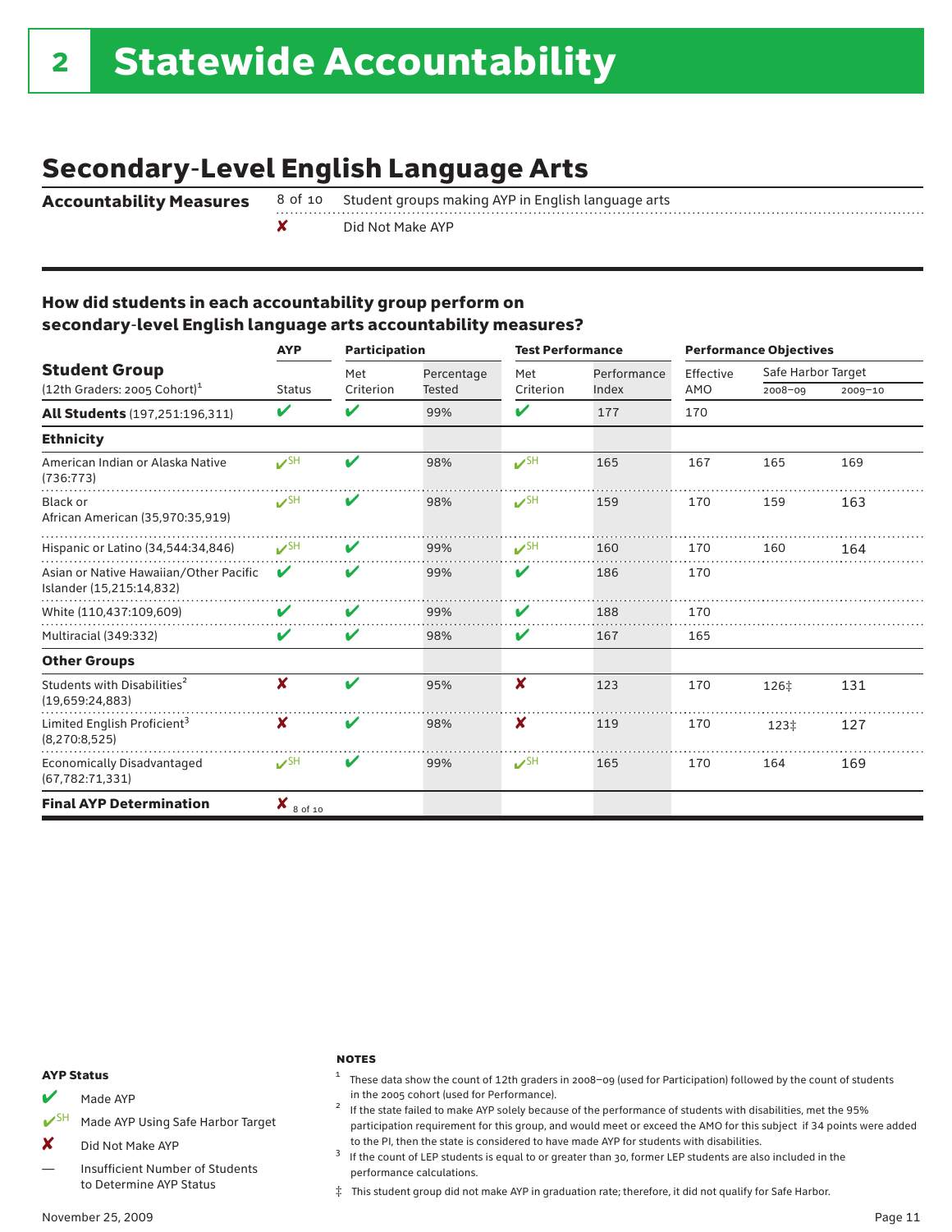# 2 Statewide Accountability

## Secondary-Level English Language Arts

**Accountability Measures**

| | |
|---|---|
| 8 of 10 | Student groups making AYP in English language arts |
| ✘ | Did Not Make AYP |

### How did students in each accountability group perform on secondary-level English language arts accountability measures?

| Student Group (12th Graders: 2005 Cohort)[1] | AYP | Participation | | Test Performance | | Performance Objectives | | |
|---|---|---|---|---|---|---|---|---|
| | Status | Met Criterion | Percentage Tested | Met Criterion | Performance Index | Effective AMO | Safe Harbor Target 2008–09 | Safe Harbor Target 2009–10 |
| **All Students** (197,251:196,311) | ✔ | ✔ | 99% | ✔ | 177 | 170 | | |
| **Ethnicity** | | | | | | | | |
| American Indian or Alaska Native (736:773) | ✔SH | ✔ | 98% | ✔SH | 165 | 167 | 165 | 169 |
| Black or African American (35,970:35,919) | ✔SH | ✔ | 98% | ✔SH | 159 | 170 | 159 | 163 |
| Hispanic or Latino (34,544:34,846) | ✔SH | ✔ | 99% | ✔SH | 160 | 170 | 160 | 164 |
| Asian or Native Hawaiian/Other Pacific Islander (15,215:14,832) | ✔ | ✔ | 99% | ✔ | 186 | 170 | | |
| White (110,437:109,609) | ✔ | ✔ | 99% | ✔ | 188 | 170 | | |
| Multiracial (349:332) | ✔ | ✔ | 98% | ✔ | 167 | 165 | | |
| **Other Groups** | | | | | | | | |
| Students with Disabilities[2] (19,659:24,883) | ✘ | ✔ | 95% | ✘ | 123 | 170 | 126‡ | 131 |
| Limited English Proficient[3] (8,270:8,525) | ✘ | ✔ | 98% | ✘ | 119 | 170 | 123‡ | 127 |
| Economically Disadvantaged (67,782:71,331) | ✔SH | ✔ | 99% | ✔SH | 165 | 170 | 164 | 169 |
| **Final AYP Determination** | ✘ 8 of 10 | | | | | | | |

**AYP Status**

- ✔ Made AYP
- ✔SH Made AYP Using Safe Harbor Target
- ✘ Did Not Make AYP
- — Insufficient Number of Students to Determine AYP Status

**NOTES**

1. These data show the count of 12th graders in 2008–09 (used for Participation) followed by the count of students in the 2005 cohort (used for Performance).
2. If the state failed to make AYP solely because of the performance of students with disabilities, met the 95% participation requirement for this group, and would meet or exceed the AMO for this subject if 34 points were added to the PI, then the state is considered to have made AYP for students with disabilities.
3. If the count of LEP students is equal to or greater than 30, former LEP students are also included in the performance calculations.

‡ This student group did not make AYP in graduation rate; therefore, it did not qualify for Safe Harbor.

November 25, 2009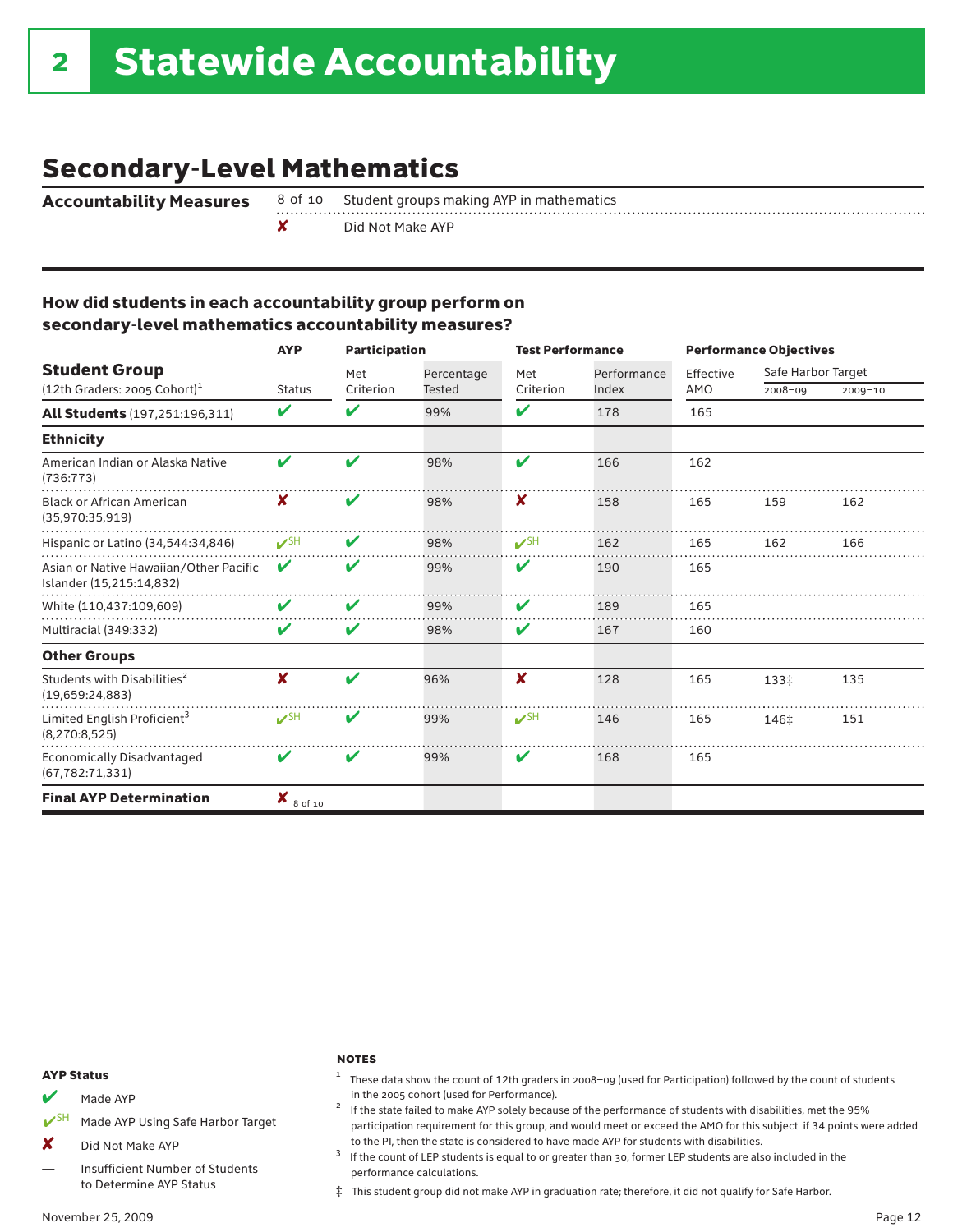# 2 Statewide Accountability

## Secondary-Level Mathematics

**Accountability Measures**

| | |
|---|---|
| 8 of 10 | Student groups making AYP in mathematics |
| ✘ | Did Not Make AYP |

### How did students in each accountability group perform on secondary-level mathematics accountability measures?

| Student Group (12th Graders: 2005 Cohort)[1] | AYP | Participation | | Test Performance | | Performance Objectives | | |
|---|---|---|---|---|---|---|---|---|
| | Status | Met Criterion | Percentage Tested | Met Criterion | Performance Index | Effective AMO | Safe Harbor Target 2008–09 | Safe Harbor Target 2009–10 |
| **All Students** (197,251:196,311) | ✔ | ✔ | 99% | ✔ | 178 | 165 | | |
| **Ethnicity** | | | | | | | | |
| American Indian or Alaska Native (736:773) | ✔ | ✔ | 98% | ✔ | 166 | 162 | | |
| Black or African American (35,970:35,919) | ✘ | ✔ | 98% | ✘ | 158 | 165 | 159 | 162 |
| Hispanic or Latino (34,544:34,846) | ✔SH | ✔ | 98% | ✔SH | 162 | 165 | 162 | 166 |
| Asian or Native Hawaiian/Other Pacific Islander (15,215:14,832) | ✔ | ✔ | 99% | ✔ | 190 | 165 | | |
| White (110,437:109,609) | ✔ | ✔ | 99% | ✔ | 189 | 165 | | |
| Multiracial (349:332) | ✔ | ✔ | 98% | ✔ | 167 | 160 | | |
| **Other Groups** | | | | | | | | |
| Students with Disabilities[2] (19,659:24,883) | ✘ | ✔ | 96% | ✘ | 128 | 165 | 133‡ | 135 |
| Limited English Proficient[3] (8,270:8,525) | ✔SH | ✔ | 99% | ✔SH | 146 | 165 | 146‡ | 151 |
| Economically Disadvantaged (67,782:71,331) | ✔ | ✔ | 99% | ✔ | 168 | 165 | | |
| **Final AYP Determination** | ✘ 8 of 10 | | | | | | | |

**AYP Status**

- ✔ Made AYP
- ✔SH Made AYP Using Safe Harbor Target
- ✘ Did Not Make AYP
- — Insufficient Number of Students to Determine AYP Status

**NOTES**

1. These data show the count of 12th graders in 2008–09 (used for Participation) followed by the count of students in the 2005 cohort (used for Performance).
2. If the state failed to make AYP solely because of the performance of students with disabilities, met the 95% participation requirement for this group, and would meet or exceed the AMO for this subject if 34 points were added to the PI, then the state is considered to have made AYP for students with disabilities.
3. If the count of LEP students is equal to or greater than 30, former LEP students are also included in the performance calculations.

‡ This student group did not make AYP in graduation rate; therefore, it did not qualify for Safe Harbor.

November 25, 2009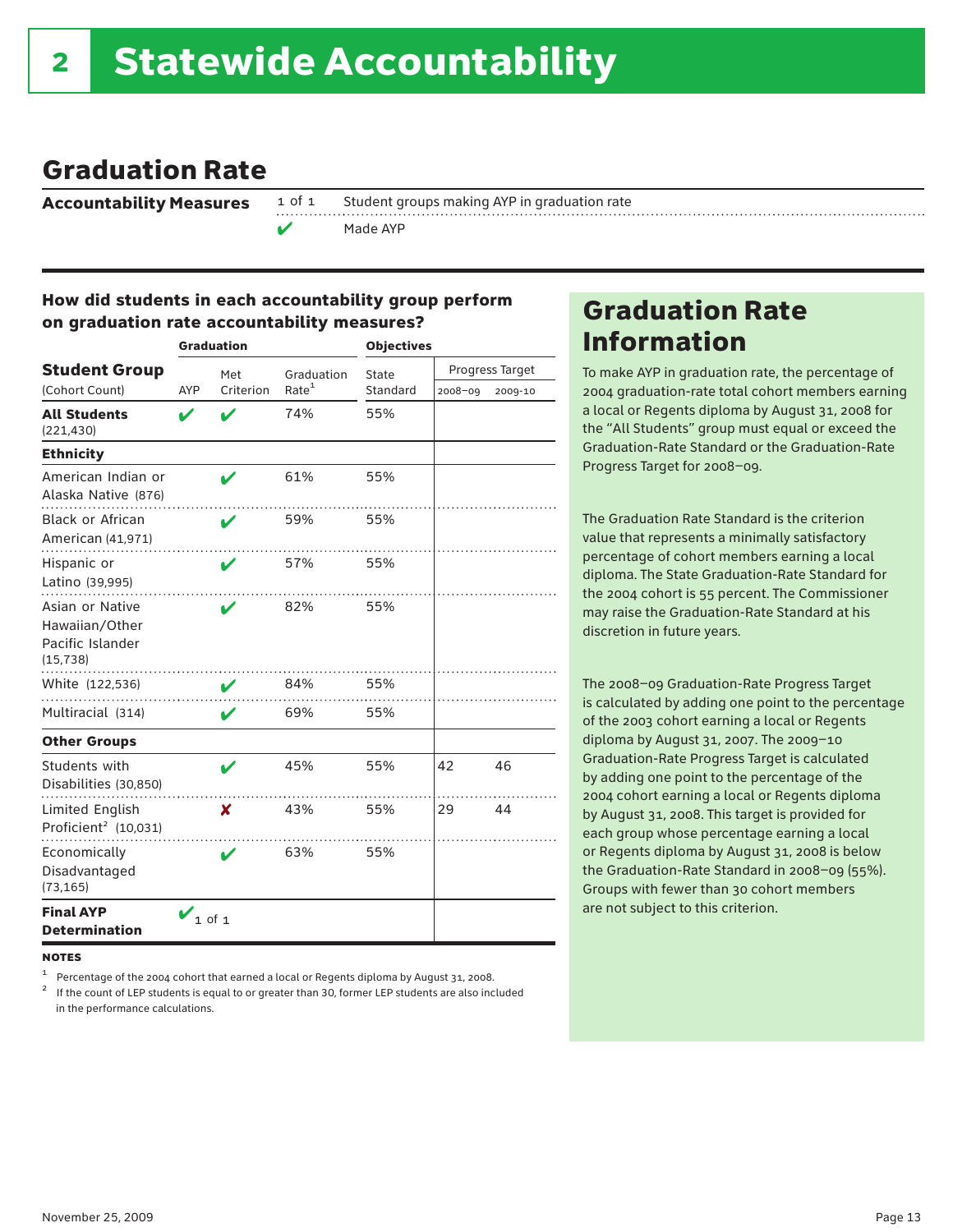# 2 Statewide Accountability

## Graduation Rate

**Accountability Measures**

| | |
|---|---|
| 1 of 1 | Student groups making AYP in graduation rate |
| ✔ | Made AYP |

### How did students in each accountability group perform on graduation rate accountability measures?

| Student Group (Cohort Count) | Graduation: AYP | Graduation: Met Criterion | Graduation: Graduation Rate[1] | Objectives: State Standard | Progress Target: 2008–09 | Progress Target: 2009-10 |
|---|---|---|---|---|---|---|
| **All Students** (221,430) | ✔ | ✔ | 74% | 55% | | |
| **Ethnicity** | | | | | | |
| American Indian or Alaska Native (876) | | ✔ | 61% | 55% | | |
| Black or African American (41,971) | | ✔ | 59% | 55% | | |
| Hispanic or Latino (39,995) | | ✔ | 57% | 55% | | |
| Asian or Native Hawaiian/Other Pacific Islander (15,738) | | ✔ | 82% | 55% | | |
| White (122,536) | | ✔ | 84% | 55% | | |
| Multiracial (314) | | ✔ | 69% | 55% | | |
| **Other Groups** | | | | | | |
| Students with Disabilities (30,850) | | ✔ | 45% | 55% | 42 | 46 |
| Limited English Proficient[2] (10,031) | | ✘ | 43% | 55% | 29 | 44 |
| Economically Disadvantaged (73,165) | | ✔ | 63% | 55% | | |
| **Final AYP Determination** | ✔ 1 of 1 | | | | | |

**NOTES**

1 Percentage of the 2004 cohort that earned a local or Regents diploma by August 31, 2008.

2 If the count of LEP students is equal to or greater than 30, former LEP students are also included in the performance calculations.

## Graduation Rate Information

To make AYP in graduation rate, the percentage of 2004 graduation-rate total cohort members earning a local or Regents diploma by August 31, 2008 for the "All Students" group must equal or exceed the Graduation-Rate Standard or the Graduation-Rate Progress Target for 2008–09.

The Graduation Rate Standard is the criterion value that represents a minimally satisfactory percentage of cohort members earning a local diploma. The State Graduation-Rate Standard for the 2004 cohort is 55 percent. The Commissioner may raise the Graduation-Rate Standard at his discretion in future years.

The 2008–09 Graduation-Rate Progress Target is calculated by adding one point to the percentage of the 2003 cohort earning a local or Regents diploma by August 31, 2007. The 2009–10 Graduation-Rate Progress Target is calculated by adding one point to the percentage of the 2004 cohort earning a local or Regents diploma by August 31, 2008. This target is provided for each group whose percentage earning a local or Regents diploma by August 31, 2008 is below the Graduation-Rate Standard in 2008–09 (55%). Groups with fewer than 30 cohort members are not subject to this criterion.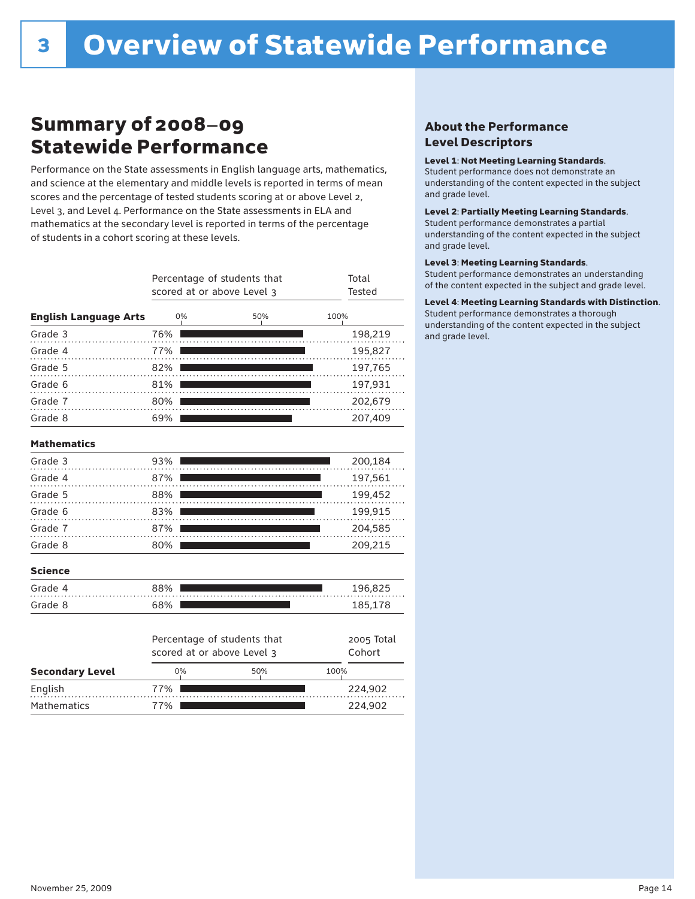# 3 Overview of Statewide Performance

## Summary of 2008–09 Statewide Performance

Performance on the State assessments in English language arts, mathematics, and science at the elementary and middle levels is reported in terms of mean scores and the percentage of tested students scoring at or above Level 2, Level 3, and Level 4. Performance on the State assessments in ELA and mathematics at the secondary level is reported in terms of the percentage of students in a cohort scoring at these levels.

| | Percentage of students that scored at or above Level 3 | Total Tested |
|---|---|---|
| **English Language Arts** | | |
| Grade 3 | 76% | 198,219 |
| Grade 4 | 77% | 195,827 |
| Grade 5 | 82% | 197,765 |
| Grade 6 | 81% | 197,931 |
| Grade 7 | 80% | 202,679 |
| Grade 8 | 69% | 207,409 |
| **Mathematics** | | |
| Grade 3 | 93% | 200,184 |
| Grade 4 | 87% | 197,561 |
| Grade 5 | 88% | 199,452 |
| Grade 6 | 83% | 199,915 |
| Grade 7 | 87% | 204,585 |
| Grade 8 | 80% | 209,215 |
| **Science** | | |
| Grade 4 | 88% | 196,825 |
| Grade 8 | 68% | 185,178 |

| **Secondary Level** | Percentage of students that scored at or above Level 3 | 2005 Total Cohort |
|---|---|---|
| English | 77% | 224,902 |
| Mathematics | 77% | 224,902 |

### About the Performance Level Descriptors

**Level 1: Not Meeting Learning Standards.** Student performance does not demonstrate an understanding of the content expected in the subject and grade level.

**Level 2: Partially Meeting Learning Standards.** Student performance demonstrates a partial understanding of the content expected in the subject and grade level.

**Level 3: Meeting Learning Standards.** Student performance demonstrates an understanding of the content expected in the subject and grade level.

**Level 4: Meeting Learning Standards with Distinction.** Student performance demonstrates a thorough understanding of the content expected in the subject and grade level.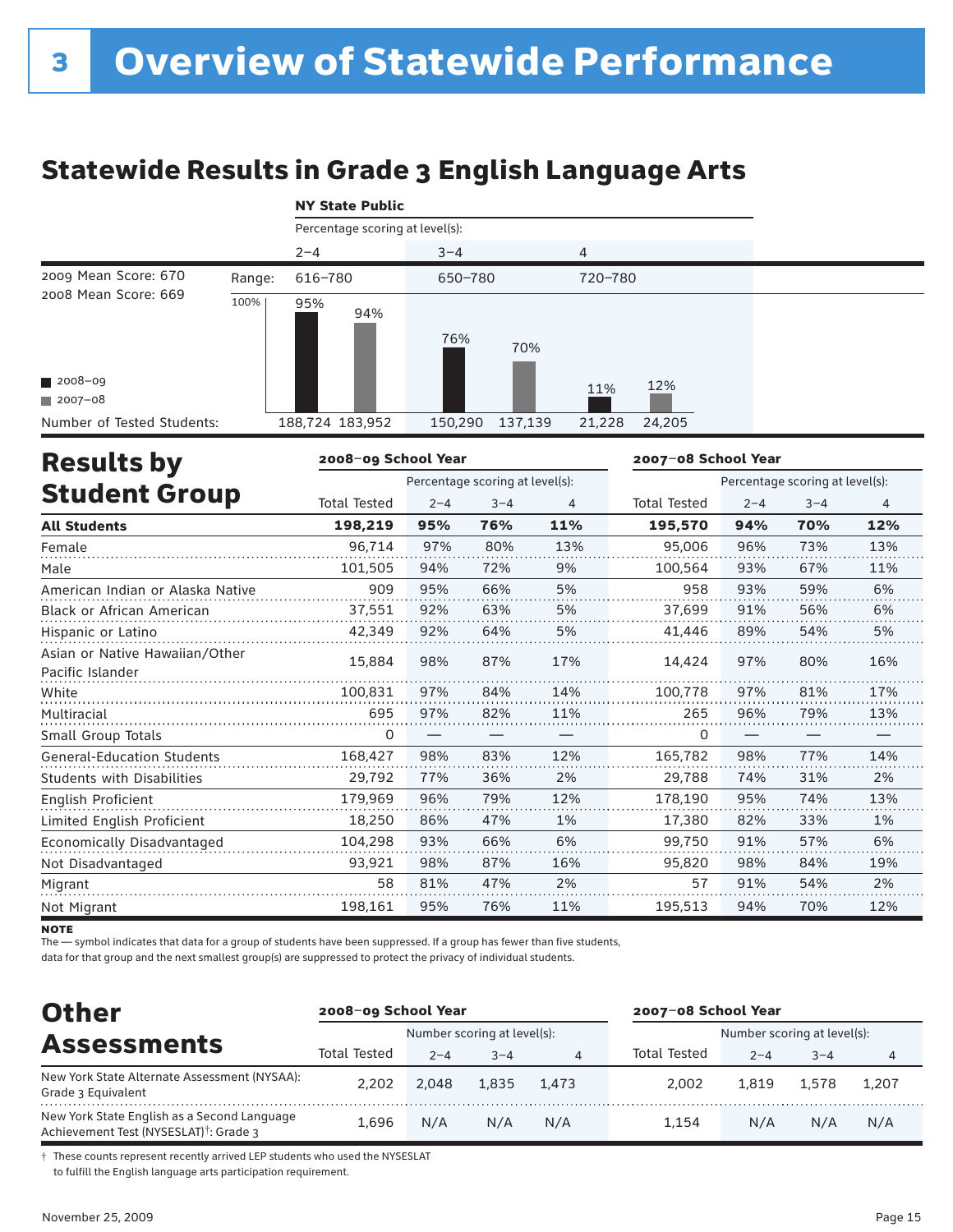# 3 Overview of Statewide Performance

## Statewide Results in Grade 3 English Language Arts

**NY State Public**

| | | Percentage scoring at level(s): | | | | | |
|---|---|---|---|---|---|---|---|
| | | 2–4 | | 3–4 | | 4 | |
| 2009 Mean Score: 670 | Range: | 616–780 | | 650–780 | | 720–780 | |
| 2008 Mean Score: 669 | | 2008–09 | 2007–08 | 2008–09 | 2007–08 | 2008–09 | 2007–08 |
| | | 95% | 94% | 76% | 70% | 11% | 12% |
| Number of Tested Students: | | 188,724 | 183,952 | 150,290 | 137,139 | 21,228 | 24,205 |

## Results by Student Group

| | 2008–09 School Year | | | | 2007–08 School Year | | | |
|---|---|---|---|---|---|---|---|---|
| | | Percentage scoring at level(s): | | | | Percentage scoring at level(s): | | |
| | Total Tested | 2–4 | 3–4 | 4 | Total Tested | 2–4 | 3–4 | 4 |
| **All Students** | **198,219** | **95%** | **76%** | **11%** | **195,570** | **94%** | **70%** | **12%** |
| Female | 96,714 | 97% | 80% | 13% | 95,006 | 96% | 73% | 13% |
| Male | 101,505 | 94% | 72% | 9% | 100,564 | 93% | 67% | 11% |
| American Indian or Alaska Native | 909 | 95% | 66% | 5% | 958 | 93% | 59% | 6% |
| Black or African American | 37,551 | 92% | 63% | 5% | 37,699 | 91% | 56% | 6% |
| Hispanic or Latino | 42,349 | 92% | 64% | 5% | 41,446 | 89% | 54% | 5% |
| Asian or Native Hawaiian/Other Pacific Islander | 15,884 | 98% | 87% | 17% | 14,424 | 97% | 80% | 16% |
| White | 100,831 | 97% | 84% | 14% | 100,778 | 97% | 81% | 17% |
| Multiracial | 695 | 97% | 82% | 11% | 265 | 96% | 79% | 13% |
| Small Group Totals | 0 | — | — | — | 0 | — | — | — |
| General-Education Students | 168,427 | 98% | 83% | 12% | 165,782 | 98% | 77% | 14% |
| Students with Disabilities | 29,792 | 77% | 36% | 2% | 29,788 | 74% | 31% | 2% |
| English Proficient | 179,969 | 96% | 79% | 12% | 178,190 | 95% | 74% | 13% |
| Limited English Proficient | 18,250 | 86% | 47% | 1% | 17,380 | 82% | 33% | 1% |
| Economically Disadvantaged | 104,298 | 93% | 66% | 6% | 99,750 | 91% | 57% | 6% |
| Not Disadvantaged | 93,921 | 98% | 87% | 16% | 95,820 | 98% | 84% | 19% |
| Migrant | 58 | 81% | 47% | 2% | 57 | 91% | 54% | 2% |
| Not Migrant | 198,161 | 95% | 76% | 11% | 195,513 | 94% | 70% | 12% |

**NOTE**

The — symbol indicates that data for a group of students have been suppressed. If a group has fewer than five students, data for that group and the next smallest group(s) are suppressed to protect the privacy of individual students.

## Other Assessments

| | 2008–09 School Year | | | | 2007–08 School Year | | | |
|---|---|---|---|---|---|---|---|---|
| | | Number scoring at level(s): | | | | Number scoring at level(s): | | |
| | Total Tested | 2–4 | 3–4 | 4 | Total Tested | 2–4 | 3–4 | 4 |
| New York State Alternate Assessment (NYSAA): Grade 3 Equivalent | 2,202 | 2,048 | 1,835 | 1,473 | 2,002 | 1,819 | 1,578 | 1,207 |
| New York State English as a Second Language Achievement Test (NYSESLAT)†: Grade 3 | 1,696 | N/A | N/A | N/A | 1,154 | N/A | N/A | N/A |

† These counts represent recently arrived LEP students who used the NYSESLAT to fulfill the English language arts participation requirement.

November 25, 2009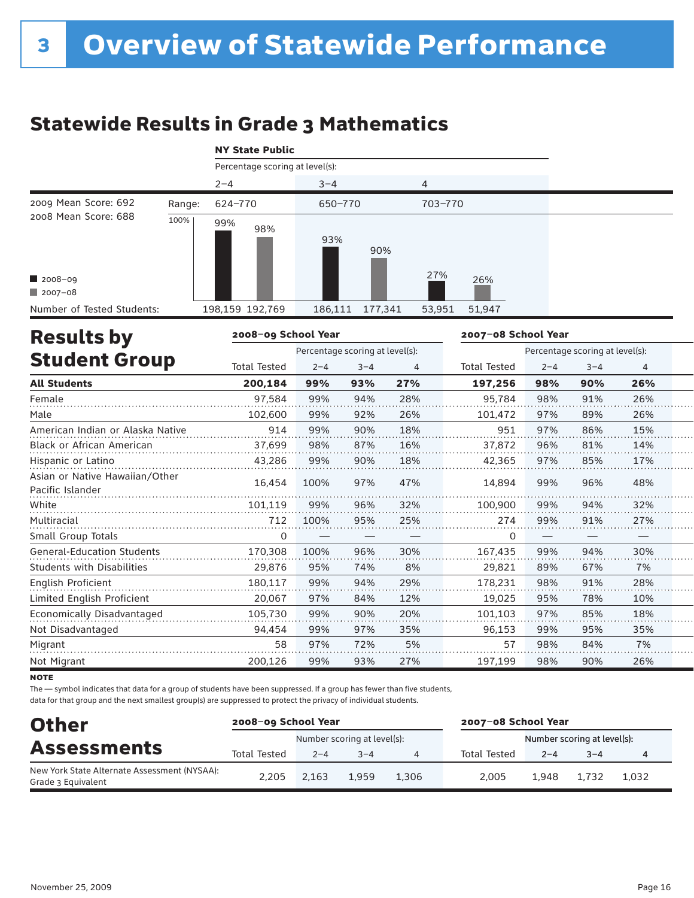# 3 Overview of Statewide Performance

## Statewide Results in Grade 3 Mathematics

**NY State Public**

Percentage scoring at level(s):

| | | 2–4 | | 3–4 | | 4 | |
|---|---|---|---|---|---|---|---|
| 2009 Mean Score: 692 | Range: | 624–770 | | 650–770 | | 703–770 | |
| 2008 Mean Score: 688 | | 2008–09 | 2007–08 | 2008–09 | 2007–08 | 2008–09 | 2007–08 |
| | | 99% | 98% | 93% | 90% | 27% | 26% |
| Number of Tested Students: | | 198,159 | 192,769 | 186,111 | 177,341 | 53,951 | 51,947 |

## Results by Student Group

| | 2008–09 School Year | | | | 2007–08 School Year | | | |
|---|---|---|---|---|---|---|---|---|
| | | Percentage scoring at level(s): | | | | Percentage scoring at level(s): | | |
| | Total Tested | 2–4 | 3–4 | 4 | Total Tested | 2–4 | 3–4 | 4 |
| **All Students** | **200,184** | **99%** | **93%** | **27%** | **197,256** | **98%** | **90%** | **26%** |
| Female | 97,584 | 99% | 94% | 28% | 95,784 | 98% | 91% | 26% |
| Male | 102,600 | 99% | 92% | 26% | 101,472 | 97% | 89% | 26% |
| American Indian or Alaska Native | 914 | 99% | 90% | 18% | 951 | 97% | 86% | 15% |
| Black or African American | 37,699 | 98% | 87% | 16% | 37,872 | 96% | 81% | 14% |
| Hispanic or Latino | 43,286 | 99% | 90% | 18% | 42,365 | 97% | 85% | 17% |
| Asian or Native Hawaiian/Other Pacific Islander | 16,454 | 100% | 97% | 47% | 14,894 | 99% | 96% | 48% |
| White | 101,119 | 99% | 96% | 32% | 100,900 | 99% | 94% | 32% |
| Multiracial | 712 | 100% | 95% | 25% | 274 | 99% | 91% | 27% |
| Small Group Totals | 0 | — | — | — | 0 | — | — | — |
| General-Education Students | 170,308 | 100% | 96% | 30% | 167,435 | 99% | 94% | 30% |
| Students with Disabilities | 29,876 | 95% | 74% | 8% | 29,821 | 89% | 67% | 7% |
| English Proficient | 180,117 | 99% | 94% | 29% | 178,231 | 98% | 91% | 28% |
| Limited English Proficient | 20,067 | 97% | 84% | 12% | 19,025 | 95% | 78% | 10% |
| Economically Disadvantaged | 105,730 | 99% | 90% | 20% | 101,103 | 97% | 85% | 18% |
| Not Disadvantaged | 94,454 | 99% | 97% | 35% | 96,153 | 99% | 95% | 35% |
| Migrant | 58 | 97% | 72% | 5% | 57 | 98% | 84% | 7% |
| Not Migrant | 200,126 | 99% | 93% | 27% | 197,199 | 98% | 90% | 26% |

**NOTE**

The — symbol indicates that data for a group of students have been suppressed. If a group has fewer than five students, data for that group and the next smallest group(s) are suppressed to protect the privacy of individual students.

## Other Assessments

| | 2008–09 School Year | | | | 2007–08 School Year | | | |
|---|---|---|---|---|---|---|---|---|
| | | Number scoring at level(s): | | | | Number scoring at level(s): | | |
| | Total Tested | 2–4 | 3–4 | 4 | Total Tested | 2–4 | 3–4 | 4 |
| New York State Alternate Assessment (NYSAA): Grade 3 Equivalent | 2,205 | 2,163 | 1,959 | 1,306 | 2,005 | 1,948 | 1,732 | 1,032 |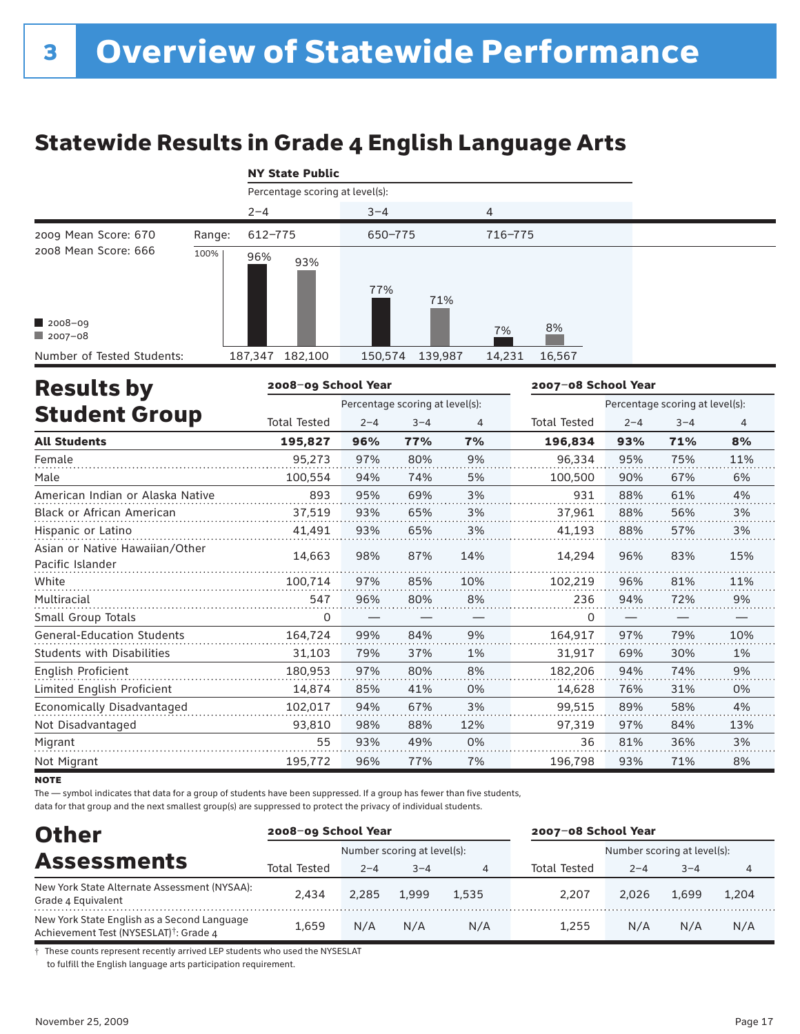# 3 Overview of Statewide Performance

## Statewide Results in Grade 4 English Language Arts

**NY State Public**

Percentage scoring at level(s):

| | | 2–4 | 3–4 | 4 |
|---|---|---|---|---|
| 2009 Mean Score: 670 | Range: | 612–775 | 650–775 | 716–775 |
| 2008 Mean Score: 666 | | | | |
| 2008–09 | | 96% | 77% | 7% |
| 2007–08 | | 93% | 71% | 8% |
| Number of Tested Students: 2008–09 | | 187,347 | 150,574 | 14,231 |
| Number of Tested Students: 2007–08 | | 182,100 | 139,987 | 16,567 |

## Results by Student Group

| | 2008–09 School Year | | | | 2007–08 School Year | | | |
|---|---|---|---|---|---|---|---|---|
| | | Percentage scoring at level(s): | | | | Percentage scoring at level(s): | | |
| | Total Tested | 2–4 | 3–4 | 4 | Total Tested | 2–4 | 3–4 | 4 |
| **All Students** | **195,827** | **96%** | **77%** | **7%** | **196,834** | **93%** | **71%** | **8%** |
| Female | 95,273 | 97% | 80% | 9% | 96,334 | 95% | 75% | 11% |
| Male | 100,554 | 94% | 74% | 5% | 100,500 | 90% | 67% | 6% |
| American Indian or Alaska Native | 893 | 95% | 69% | 3% | 931 | 88% | 61% | 4% |
| Black or African American | 37,519 | 93% | 65% | 3% | 37,961 | 88% | 56% | 3% |
| Hispanic or Latino | 41,491 | 93% | 65% | 3% | 41,193 | 88% | 57% | 3% |
| Asian or Native Hawaiian/Other Pacific Islander | 14,663 | 98% | 87% | 14% | 14,294 | 96% | 83% | 15% |
| White | 100,714 | 97% | 85% | 10% | 102,219 | 96% | 81% | 11% |
| Multiracial | 547 | 96% | 80% | 8% | 236 | 94% | 72% | 9% |
| Small Group Totals | 0 | — | — | — | 0 | — | — | — |
| General-Education Students | 164,724 | 99% | 84% | 9% | 164,917 | 97% | 79% | 10% |
| Students with Disabilities | 31,103 | 79% | 37% | 1% | 31,917 | 69% | 30% | 1% |
| English Proficient | 180,953 | 97% | 80% | 8% | 182,206 | 94% | 74% | 9% |
| Limited English Proficient | 14,874 | 85% | 41% | 0% | 14,628 | 76% | 31% | 0% |
| Economically Disadvantaged | 102,017 | 94% | 67% | 3% | 99,515 | 89% | 58% | 4% |
| Not Disadvantaged | 93,810 | 98% | 88% | 12% | 97,319 | 97% | 84% | 13% |
| Migrant | 55 | 93% | 49% | 0% | 36 | 81% | 36% | 3% |
| Not Migrant | 195,772 | 96% | 77% | 7% | 196,798 | 93% | 71% | 8% |

**NOTE**

The — symbol indicates that data for a group of students have been suppressed. If a group has fewer than five students, data for that group and the next smallest group(s) are suppressed to protect the privacy of individual students.

## Other Assessments

| | 2008–09 School Year | | | | 2007–08 School Year | | | |
|---|---|---|---|---|---|---|---|---|
| | | Number scoring at level(s): | | | | Number scoring at level(s): | | |
| | Total Tested | 2–4 | 3–4 | 4 | Total Tested | 2–4 | 3–4 | 4 |
| New York State Alternate Assessment (NYSAA): Grade 4 Equivalent | 2,434 | 2,285 | 1,999 | 1,535 | 2,207 | 2,026 | 1,699 | 1,204 |
| New York State English as a Second Language Achievement Test (NYSESLAT)†: Grade 4 | 1,659 | N/A | N/A | N/A | 1,255 | N/A | N/A | N/A |

† These counts represent recently arrived LEP students who used the NYSESLAT to fulfill the English language arts participation requirement.

November 25, 2009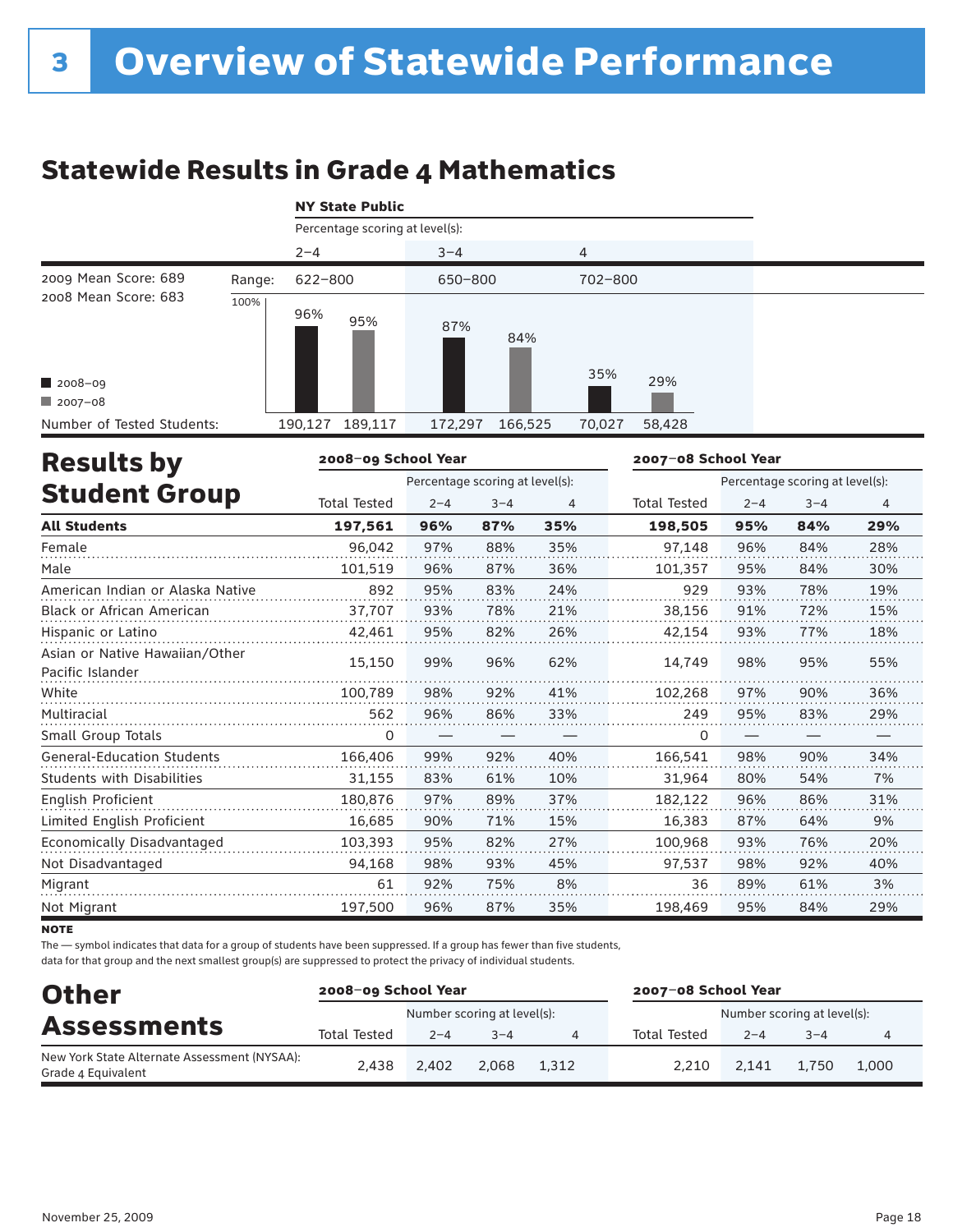# 3 Overview of Statewide Performance

## Statewide Results in Grade 4 Mathematics

**NY State Public**

Percentage scoring at level(s):

| | | 2–4 | | 3–4 | | 4 | |
|---|---|---|---|---|---|---|---|
| 2009 Mean Score: 689 / 2008 Mean Score: 683 | Range: | 622–800 | | 650–800 | | 702–800 | |
| | | 2008–09 | 2007–08 | 2008–09 | 2007–08 | 2008–09 | 2007–08 |
| | | 96% | 95% | 87% | 84% | 35% | 29% |
| Number of Tested Students: | | 190,127 | 189,117 | 172,297 | 166,525 | 70,027 | 58,428 |

## Results by Student Group

| | 2008–09 School Year | | | | 2007–08 School Year | | | |
|---|---|---|---|---|---|---|---|---|
| | | Percentage scoring at level(s): | | | | Percentage scoring at level(s): | | |
| | Total Tested | 2–4 | 3–4 | 4 | Total Tested | 2–4 | 3–4 | 4 |
| **All Students** | **197,561** | **96%** | **87%** | **35%** | **198,505** | **95%** | **84%** | **29%** |
| Female | 96,042 | 97% | 88% | 35% | 97,148 | 96% | 84% | 28% |
| Male | 101,519 | 96% | 87% | 36% | 101,357 | 95% | 84% | 30% |
| American Indian or Alaska Native | 892 | 95% | 83% | 24% | 929 | 93% | 78% | 19% |
| Black or African American | 37,707 | 93% | 78% | 21% | 38,156 | 91% | 72% | 15% |
| Hispanic or Latino | 42,461 | 95% | 82% | 26% | 42,154 | 93% | 77% | 18% |
| Asian or Native Hawaiian/Other Pacific Islander | 15,150 | 99% | 96% | 62% | 14,749 | 98% | 95% | 55% |
| White | 100,789 | 98% | 92% | 41% | 102,268 | 97% | 90% | 36% |
| Multiracial | 562 | 96% | 86% | 33% | 249 | 95% | 83% | 29% |
| Small Group Totals | 0 | — | — | — | 0 | — | — | — |
| General-Education Students | 166,406 | 99% | 92% | 40% | 166,541 | 98% | 90% | 34% |
| Students with Disabilities | 31,155 | 83% | 61% | 10% | 31,964 | 80% | 54% | 7% |
| English Proficient | 180,876 | 97% | 89% | 37% | 182,122 | 96% | 86% | 31% |
| Limited English Proficient | 16,685 | 90% | 71% | 15% | 16,383 | 87% | 64% | 9% |
| Economically Disadvantaged | 103,393 | 95% | 82% | 27% | 100,968 | 93% | 76% | 20% |
| Not Disadvantaged | 94,168 | 98% | 93% | 45% | 97,537 | 98% | 92% | 40% |
| Migrant | 61 | 92% | 75% | 8% | 36 | 89% | 61% | 3% |
| Not Migrant | 197,500 | 96% | 87% | 35% | 198,469 | 95% | 84% | 29% |

**NOTE**

The — symbol indicates that data for a group of students have been suppressed. If a group has fewer than five students, data for that group and the next smallest group(s) are suppressed to protect the privacy of individual students.

## Other Assessments

| | 2008–09 School Year | | | | 2007–08 School Year | | | |
|---|---|---|---|---|---|---|---|---|
| | | Number scoring at level(s): | | | | Number scoring at level(s): | | |
| | Total Tested | 2–4 | 3–4 | 4 | Total Tested | 2–4 | 3–4 | 4 |
| New York State Alternate Assessment (NYSAA): Grade 4 Equivalent | 2,438 | 2,402 | 2,068 | 1,312 | 2,210 | 2,141 | 1,750 | 1,000 |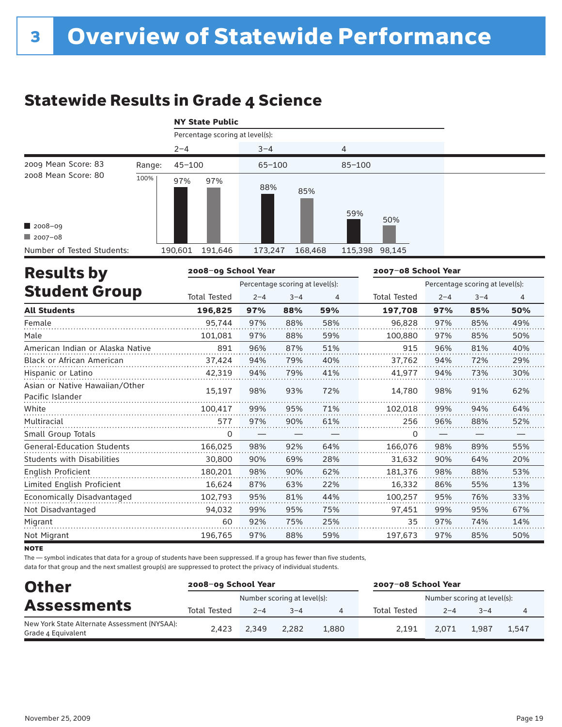# 3 Overview of Statewide Performance

## Statewide Results in Grade 4 Science

**NY State Public**

Percentage scoring at level(s):

| | | 2–4 | | 3–4 | | 4 | |
|---|---|---|---|---|---|---|---|
| 2009 Mean Score: 83 | Range: | 45–100 | | 65–100 | | 85–100 | |
| 2008 Mean Score: 80 | | 2008–09 | 2007–08 | 2008–09 | 2007–08 | 2008–09 | 2007–08 |
| | | 97% | 97% | 88% | 85% | 59% | 50% |
| Number of Tested Students: | | 190,601 | 191,646 | 173,247 | 168,468 | 115,398 | 98,145 |

■ 2008–09
■ 2007–08

## Results by Student Group

| | 2008–09 School Year | | | | 2007–08 School Year | | | |
|---|---|---|---|---|---|---|---|---|
| | | Percentage scoring at level(s): | | | | Percentage scoring at level(s): | | |
| | Total Tested | 2–4 | 3–4 | 4 | Total Tested | 2–4 | 3–4 | 4 |
| **All Students** | **196,825** | **97%** | **88%** | **59%** | **197,708** | **97%** | **85%** | **50%** |
| Female | 95,744 | 97% | 88% | 58% | 96,828 | 97% | 85% | 49% |
| Male | 101,081 | 97% | 88% | 59% | 100,880 | 97% | 85% | 50% |
| American Indian or Alaska Native | 891 | 96% | 87% | 51% | 915 | 96% | 81% | 40% |
| Black or African American | 37,424 | 94% | 79% | 40% | 37,762 | 94% | 72% | 29% |
| Hispanic or Latino | 42,319 | 94% | 79% | 41% | 41,977 | 94% | 73% | 30% |
| Asian or Native Hawaiian/Other Pacific Islander | 15,197 | 98% | 93% | 72% | 14,780 | 98% | 91% | 62% |
| White | 100,417 | 99% | 95% | 71% | 102,018 | 99% | 94% | 64% |
| Multiracial | 577 | 97% | 90% | 61% | 256 | 96% | 88% | 52% |
| Small Group Totals | 0 | — | — | — | 0 | — | — | — |
| General-Education Students | 166,025 | 98% | 92% | 64% | 166,076 | 98% | 89% | 55% |
| Students with Disabilities | 30,800 | 90% | 69% | 28% | 31,632 | 90% | 64% | 20% |
| English Proficient | 180,201 | 98% | 90% | 62% | 181,376 | 98% | 88% | 53% |
| Limited English Proficient | 16,624 | 87% | 63% | 22% | 16,332 | 86% | 55% | 13% |
| Economically Disadvantaged | 102,793 | 95% | 81% | 44% | 100,257 | 95% | 76% | 33% |
| Not Disadvantaged | 94,032 | 99% | 95% | 75% | 97,451 | 99% | 95% | 67% |
| Migrant | 60 | 92% | 75% | 25% | 35 | 97% | 74% | 14% |
| Not Migrant | 196,765 | 97% | 88% | 59% | 197,673 | 97% | 85% | 50% |

**NOTE**

The — symbol indicates that data for a group of students have been suppressed. If a group has fewer than five students, data for that group and the next smallest group(s) are suppressed to protect the privacy of individual students.

## Other Assessments

| | 2008–09 School Year | | | | 2007–08 School Year | | | |
|---|---|---|---|---|---|---|---|---|
| | | Number scoring at level(s): | | | | Number scoring at level(s): | | |
| | Total Tested | 2–4 | 3–4 | 4 | Total Tested | 2–4 | 3–4 | 4 |
| New York State Alternate Assessment (NYSAA): Grade 4 Equivalent | 2,423 | 2,349 | 2,282 | 1,880 | 2,191 | 2,071 | 1,987 | 1,547 |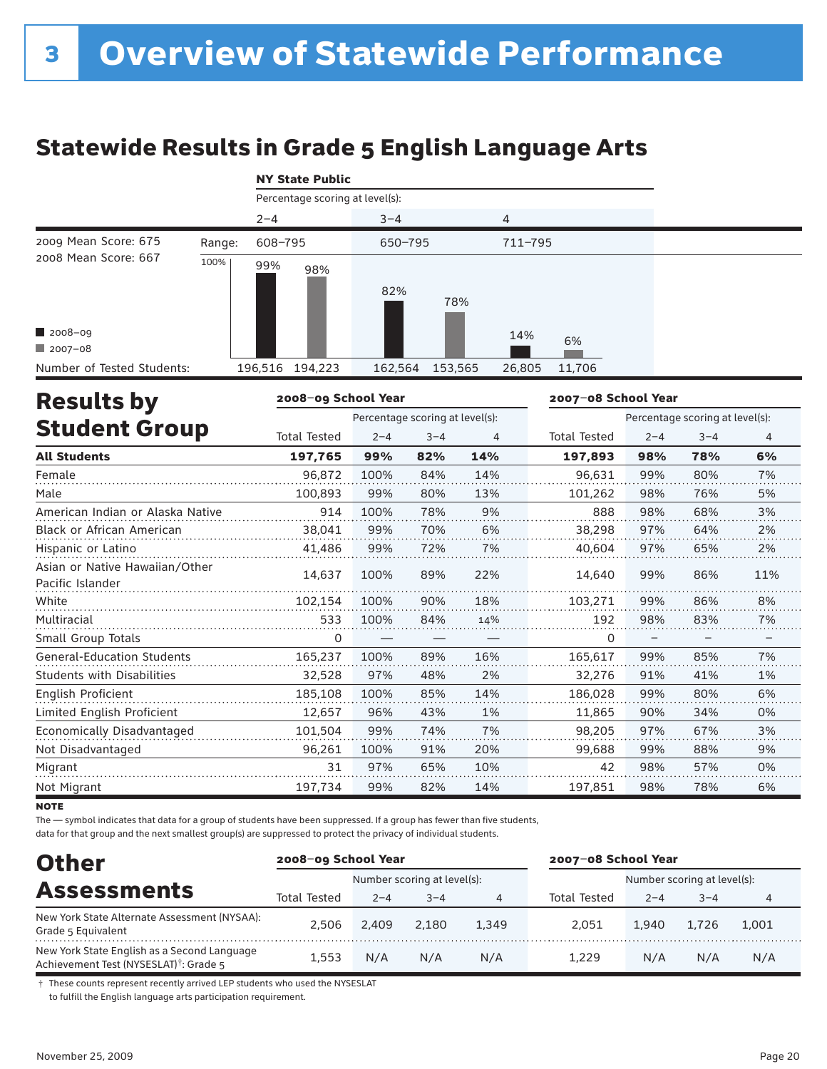# 3 Overview of Statewide Performance

## Statewide Results in Grade 5 English Language Arts

**NY State Public**

| | Percentage scoring at level(s): | | |
|---|---|---|---|
| | 2–4 | 3–4 | 4 |
| Range: | 608–795 | 650–795 | 711–795 |
| 2008–09 | 99% | 82% | 14% |
| 2007–08 | 98% | 78% | 6% |
| Number of Tested Students: 2008–09 | 196,516 | 162,564 | 26,805 |
| Number of Tested Students: 2007–08 | 194,223 | 153,565 | 11,706 |

2009 Mean Score: 675
2008 Mean Score: 667

## Results by Student Group

| | 2008–09 School Year | | | | 2007–08 School Year | | | |
|---|---|---|---|---|---|---|---|---|
| | | Percentage scoring at level(s): | | | | Percentage scoring at level(s): | | |
| | Total Tested | 2–4 | 3–4 | 4 | Total Tested | 2–4 | 3–4 | 4 |
| **All Students** | **197,765** | **99%** | **82%** | **14%** | **197,893** | **98%** | **78%** | **6%** |
| Female | 96,872 | 100% | 84% | 14% | 96,631 | 99% | 80% | 7% |
| Male | 100,893 | 99% | 80% | 13% | 101,262 | 98% | 76% | 5% |
| American Indian or Alaska Native | 914 | 100% | 78% | 9% | 888 | 98% | 68% | 3% |
| Black or African American | 38,041 | 99% | 70% | 6% | 38,298 | 97% | 64% | 2% |
| Hispanic or Latino | 41,486 | 99% | 72% | 7% | 40,604 | 97% | 65% | 2% |
| Asian or Native Hawaiian/Other Pacific Islander | 14,637 | 100% | 89% | 22% | 14,640 | 99% | 86% | 11% |
| White | 102,154 | 100% | 90% | 18% | 103,271 | 99% | 86% | 8% |
| Multiracial | 533 | 100% | 84% | 14% | 192 | 98% | 83% | 7% |
| Small Group Totals | 0 | — | — | — | 0 | – | – | – |
| General-Education Students | 165,237 | 100% | 89% | 16% | 165,617 | 99% | 85% | 7% |
| Students with Disabilities | 32,528 | 97% | 48% | 2% | 32,276 | 91% | 41% | 1% |
| English Proficient | 185,108 | 100% | 85% | 14% | 186,028 | 99% | 80% | 6% |
| Limited English Proficient | 12,657 | 96% | 43% | 1% | 11,865 | 90% | 34% | 0% |
| Economically Disadvantaged | 101,504 | 99% | 74% | 7% | 98,205 | 97% | 67% | 3% |
| Not Disadvantaged | 96,261 | 100% | 91% | 20% | 99,688 | 99% | 88% | 9% |
| Migrant | 31 | 97% | 65% | 10% | 42 | 98% | 57% | 0% |
| Not Migrant | 197,734 | 99% | 82% | 14% | 197,851 | 98% | 78% | 6% |

**NOTE**

The — symbol indicates that data for a group of students have been suppressed. If a group has fewer than five students, data for that group and the next smallest group(s) are suppressed to protect the privacy of individual students.

## Other Assessments

| | 2008–09 School Year | | | | 2007–08 School Year | | | |
|---|---|---|---|---|---|---|---|---|
| | | Number scoring at level(s): | | | | Number scoring at level(s): | | |
| | Total Tested | 2–4 | 3–4 | 4 | Total Tested | 2–4 | 3–4 | 4 |
| New York State Alternate Assessment (NYSAA): Grade 5 Equivalent | 2,506 | 2,409 | 2,180 | 1,349 | 2,051 | 1,940 | 1,726 | 1,001 |
| New York State English as a Second Language Achievement Test (NYSESLAT)†: Grade 5 | 1,553 | N/A | N/A | N/A | 1,229 | N/A | N/A | N/A |

† These counts represent recently arrived LEP students who used the NYSESLAT to fulfill the English language arts participation requirement.

November 25, 2009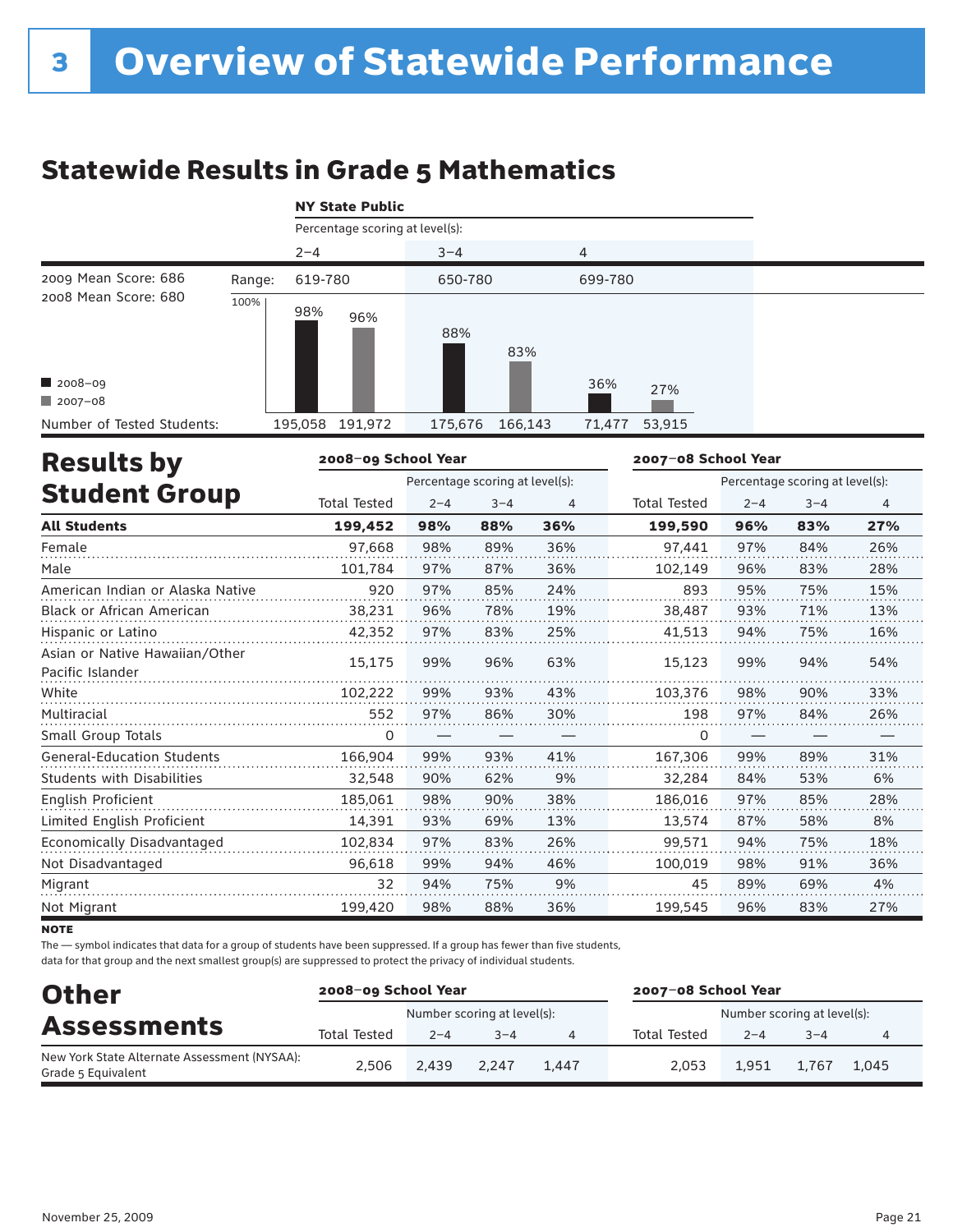# 3 Overview of Statewide Performance

## Statewide Results in Grade 5 Mathematics

**NY State Public**

Percentage scoring at level(s):

| | | 2–4 | | 3–4 | | 4 | |
|---|---|---|---|---|---|---|---|
| 2009 Mean Score: 686 | Range: | 619-780 | | 650-780 | | 699-780 | |
| 2008 Mean Score: 680 | | 2008–09 | 2007–08 | 2008–09 | 2007–08 | 2008–09 | 2007–08 |
| | | 98% | 96% | 88% | 83% | 36% | 27% |
| Number of Tested Students: | | 195,058 | 191,972 | 175,676 | 166,143 | 71,477 | 53,915 |

## Results by Student Group

| | 2008–09 School Year | | | | 2007–08 School Year | | | |
|---|---|---|---|---|---|---|---|---|
| | | Percentage scoring at level(s): | | | | Percentage scoring at level(s): | | |
| | Total Tested | 2–4 | 3–4 | 4 | Total Tested | 2–4 | 3–4 | 4 |
| **All Students** | **199,452** | **98%** | **88%** | **36%** | **199,590** | **96%** | **83%** | **27%** |
| Female | 97,668 | 98% | 89% | 36% | 97,441 | 97% | 84% | 26% |
| Male | 101,784 | 97% | 87% | 36% | 102,149 | 96% | 83% | 28% |
| American Indian or Alaska Native | 920 | 97% | 85% | 24% | 893 | 95% | 75% | 15% |
| Black or African American | 38,231 | 96% | 78% | 19% | 38,487 | 93% | 71% | 13% |
| Hispanic or Latino | 42,352 | 97% | 83% | 25% | 41,513 | 94% | 75% | 16% |
| Asian or Native Hawaiian/Other Pacific Islander | 15,175 | 99% | 96% | 63% | 15,123 | 99% | 94% | 54% |
| White | 102,222 | 99% | 93% | 43% | 103,376 | 98% | 90% | 33% |
| Multiracial | 552 | 97% | 86% | 30% | 198 | 97% | 84% | 26% |
| Small Group Totals | 0 | — | — | — | 0 | — | — | — |
| General-Education Students | 166,904 | 99% | 93% | 41% | 167,306 | 99% | 89% | 31% |
| Students with Disabilities | 32,548 | 90% | 62% | 9% | 32,284 | 84% | 53% | 6% |
| English Proficient | 185,061 | 98% | 90% | 38% | 186,016 | 97% | 85% | 28% |
| Limited English Proficient | 14,391 | 93% | 69% | 13% | 13,574 | 87% | 58% | 8% |
| Economically Disadvantaged | 102,834 | 97% | 83% | 26% | 99,571 | 94% | 75% | 18% |
| Not Disadvantaged | 96,618 | 99% | 94% | 46% | 100,019 | 98% | 91% | 36% |
| Migrant | 32 | 94% | 75% | 9% | 45 | 89% | 69% | 4% |
| Not Migrant | 199,420 | 98% | 88% | 36% | 199,545 | 96% | 83% | 27% |

**NOTE**

The — symbol indicates that data for a group of students have been suppressed. If a group has fewer than five students, data for that group and the next smallest group(s) are suppressed to protect the privacy of individual students.

## Other Assessments

| | 2008–09 School Year | | | | 2007–08 School Year | | | |
|---|---|---|---|---|---|---|---|---|
| | | Number scoring at level(s): | | | | Number scoring at level(s): | | |
| | Total Tested | 2–4 | 3–4 | 4 | Total Tested | 2–4 | 3–4 | 4 |
| New York State Alternate Assessment (NYSAA): Grade 5 Equivalent | 2,506 | 2,439 | 2,247 | 1,447 | 2,053 | 1,951 | 1,767 | 1,045 |

November 25, 2009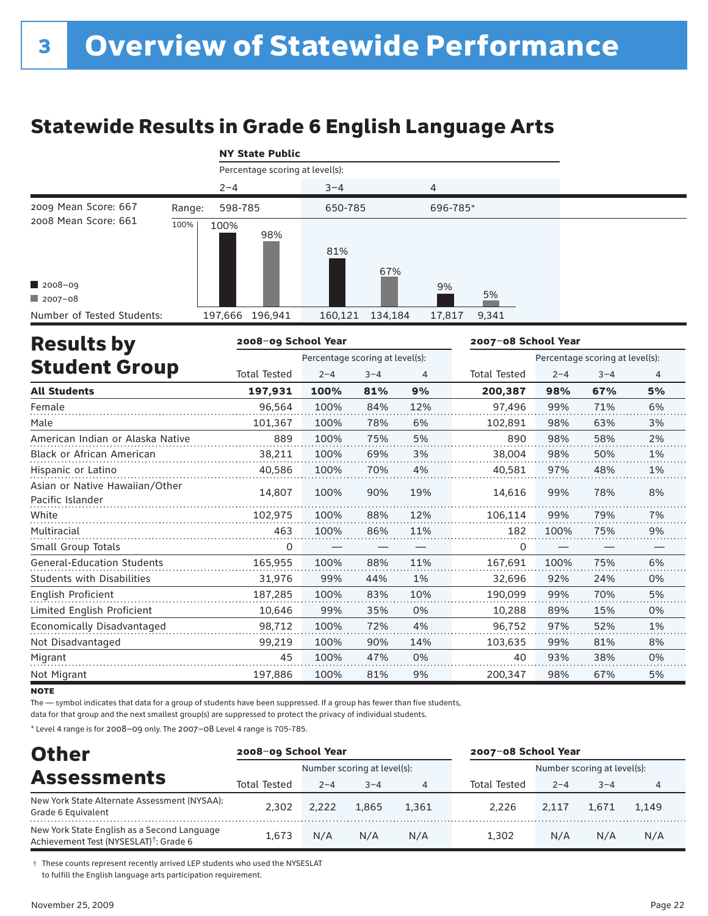# 3 Overview of Statewide Performance

## Statewide Results in Grade 6 English Language Arts

**NY State Public**

Percentage scoring at level(s):

| | | 2–4 | | 3–4 | | 4 | |
|---|---|---|---|---|---|---|---|
| 2009 Mean Score: 667 | Range: | 598-785 | | 650-785 | | 696-785* | |
| 2008 Mean Score: 661 | | 2008–09 | 2007–08 | 2008–09 | 2007–08 | 2008–09 | 2007–08 |
| | | 100% | 98% | 81% | 67% | 9% | 5% |
| Number of Tested Students: | | 197,666 | 196,941 | 160,121 | 134,184 | 17,817 | 9,341 |

## Results by Student Group

| | 2008–09 School Year | | | | 2007–08 School Year | | | |
|---|---|---|---|---|---|---|---|---|
| | | Percentage scoring at level(s): | | | | Percentage scoring at level(s): | | |
| | Total Tested | 2–4 | 3–4 | 4 | Total Tested | 2–4 | 3–4 | 4 |
| **All Students** | **197,931** | **100%** | **81%** | **9%** | **200,387** | **98%** | **67%** | **5%** |
| Female | 96,564 | 100% | 84% | 12% | 97,496 | 99% | 71% | 6% |
| Male | 101,367 | 100% | 78% | 6% | 102,891 | 98% | 63% | 3% |
| American Indian or Alaska Native | 889 | 100% | 75% | 5% | 890 | 98% | 58% | 2% |
| Black or African American | 38,211 | 100% | 69% | 3% | 38,004 | 98% | 50% | 1% |
| Hispanic or Latino | 40,586 | 100% | 70% | 4% | 40,581 | 97% | 48% | 1% |
| Asian or Native Hawaiian/Other Pacific Islander | 14,807 | 100% | 90% | 19% | 14,616 | 99% | 78% | 8% |
| White | 102,975 | 100% | 88% | 12% | 106,114 | 99% | 79% | 7% |
| Multiracial | 463 | 100% | 86% | 11% | 182 | 100% | 75% | 9% |
| Small Group Totals | 0 | — | — | — | 0 | — | — | — |
| General-Education Students | 165,955 | 100% | 88% | 11% | 167,691 | 100% | 75% | 6% |
| Students with Disabilities | 31,976 | 99% | 44% | 1% | 32,696 | 92% | 24% | 0% |
| English Proficient | 187,285 | 100% | 83% | 10% | 190,099 | 99% | 70% | 5% |
| Limited English Proficient | 10,646 | 99% | 35% | 0% | 10,288 | 89% | 15% | 0% |
| Economically Disadvantaged | 98,712 | 100% | 72% | 4% | 96,752 | 97% | 52% | 1% |
| Not Disadvantaged | 99,219 | 100% | 90% | 14% | 103,635 | 99% | 81% | 8% |
| Migrant | 45 | 100% | 47% | 0% | 40 | 93% | 38% | 0% |
| Not Migrant | 197,886 | 100% | 81% | 9% | 200,347 | 98% | 67% | 5% |

**NOTE**

The — symbol indicates that data for a group of students have been suppressed. If a group has fewer than five students, data for that group and the next smallest group(s) are suppressed to protect the privacy of individual students.

* Level 4 range is for 2008–09 only. The 2007–08 Level 4 range is 705-785.

## Other Assessments

| | 2008–09 School Year | | | | 2007–08 School Year | | | |
|---|---|---|---|---|---|---|---|---|
| | | Number scoring at level(s): | | | | Number scoring at level(s): | | |
| | Total Tested | 2–4 | 3–4 | 4 | Total Tested | 2–4 | 3–4 | 4 |
| New York State Alternate Assessment (NYSAA): Grade 6 Equivalent | 2,302 | 2,222 | 1,865 | 1,361 | 2,226 | 2,117 | 1,671 | 1,149 |
| New York State English as a Second Language Achievement Test (NYSESLAT)†: Grade 6 | 1,673 | N/A | N/A | N/A | 1,302 | N/A | N/A | N/A |

† These counts represent recently arrived LEP students who used the NYSESLAT to fulfill the English language arts participation requirement.

November 25, 2009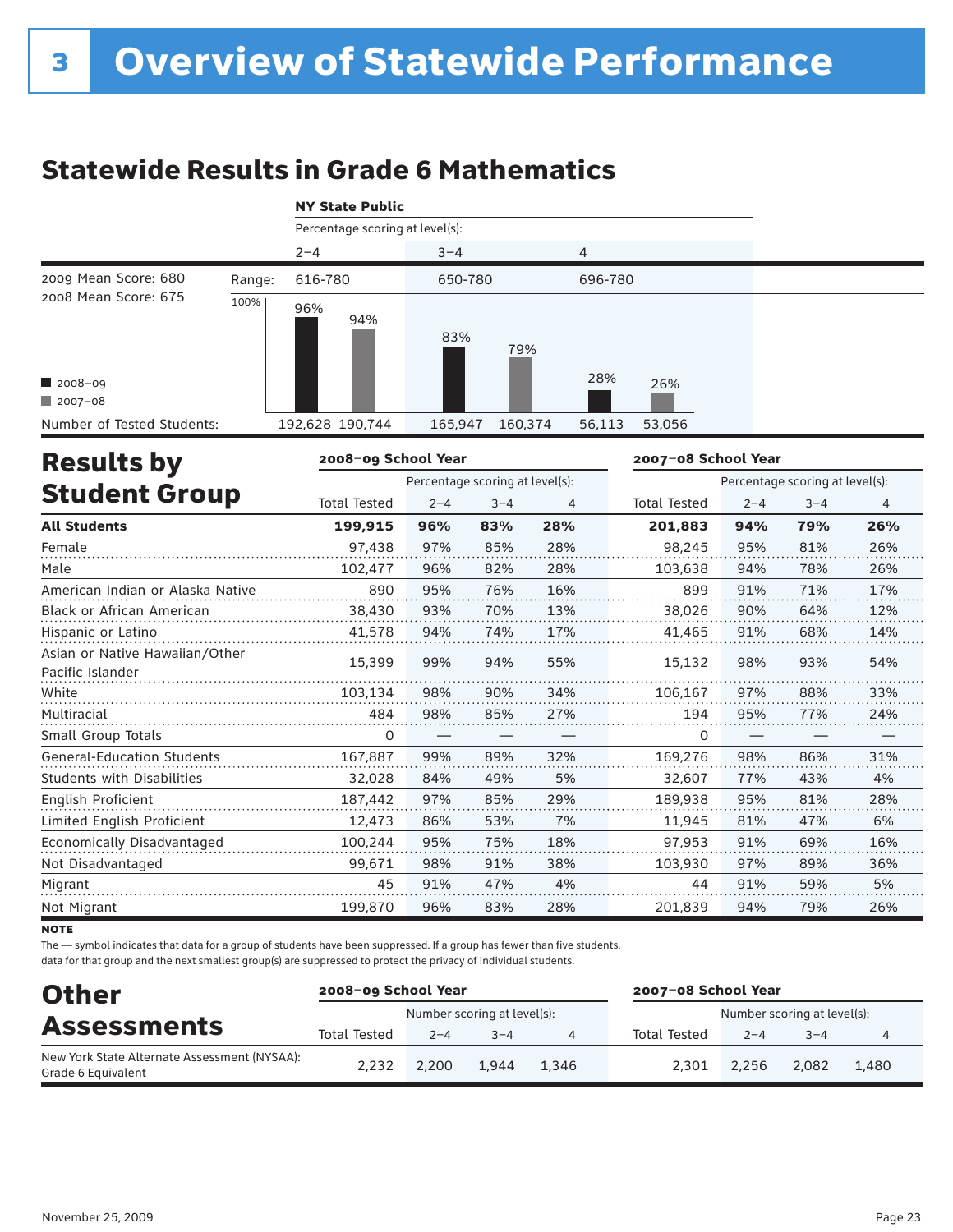# 3 Overview of Statewide Performance

## Statewide Results in Grade 6 Mathematics

**NY State Public**

2009 Mean Score: 680
2008 Mean Score: 675

| | Percentage scoring at level(s): 2–4 | | 3–4 | | 4 | |
|---|---|---|---|---|---|---|
| Range: | 616-780 | | 650-780 | | 696-780 | |
| | 2008–09 | 2007–08 | 2008–09 | 2007–08 | 2008–09 | 2007–08 |
| Percentage | 96% | 94% | 83% | 79% | 28% | 26% |
| Number of Tested Students: | 192,628 | 190,744 | 165,947 | 160,374 | 56,113 | 53,056 |

## Results by Student Group

| | 2008–09 School Year | Percentage scoring at level(s): | | | 2007–08 School Year | Percentage scoring at level(s): | | |
|---|---|---|---|---|---|---|---|---|
| | Total Tested | 2–4 | 3–4 | 4 | Total Tested | 2–4 | 3–4 | 4 |
| **All Students** | **199,915** | **96%** | **83%** | **28%** | **201,883** | **94%** | **79%** | **26%** |
| Female | 97,438 | 97% | 85% | 28% | 98,245 | 95% | 81% | 26% |
| Male | 102,477 | 96% | 82% | 28% | 103,638 | 94% | 78% | 26% |
| American Indian or Alaska Native | 890 | 95% | 76% | 16% | 899 | 91% | 71% | 17% |
| Black or African American | 38,430 | 93% | 70% | 13% | 38,026 | 90% | 64% | 12% |
| Hispanic or Latino | 41,578 | 94% | 74% | 17% | 41,465 | 91% | 68% | 14% |
| Asian or Native Hawaiian/Other Pacific Islander | 15,399 | 99% | 94% | 55% | 15,132 | 98% | 93% | 54% |
| White | 103,134 | 98% | 90% | 34% | 106,167 | 97% | 88% | 33% |
| Multiracial | 484 | 98% | 85% | 27% | 194 | 95% | 77% | 24% |
| Small Group Totals | 0 | — | — | — | 0 | — | — | — |
| General-Education Students | 167,887 | 99% | 89% | 32% | 169,276 | 98% | 86% | 31% |
| Students with Disabilities | 32,028 | 84% | 49% | 5% | 32,607 | 77% | 43% | 4% |
| English Proficient | 187,442 | 97% | 85% | 29% | 189,938 | 95% | 81% | 28% |
| Limited English Proficient | 12,473 | 86% | 53% | 7% | 11,945 | 81% | 47% | 6% |
| Economically Disadvantaged | 100,244 | 95% | 75% | 18% | 97,953 | 91% | 69% | 16% |
| Not Disadvantaged | 99,671 | 98% | 91% | 38% | 103,930 | 97% | 89% | 36% |
| Migrant | 45 | 91% | 47% | 4% | 44 | 91% | 59% | 5% |
| Not Migrant | 199,870 | 96% | 83% | 28% | 201,839 | 94% | 79% | 26% |

**NOTE**

The — symbol indicates that data for a group of students have been suppressed. If a group has fewer than five students, data for that group and the next smallest group(s) are suppressed to protect the privacy of individual students.

## Other Assessments

| | 2008–09 School Year | Number scoring at level(s): | | | 2007–08 School Year | Number scoring at level(s): | | |
|---|---|---|---|---|---|---|---|---|
| | Total Tested | 2–4 | 3–4 | 4 | Total Tested | 2–4 | 3–4 | 4 |
| New York State Alternate Assessment (NYSAA): Grade 6 Equivalent | 2,232 | 2,200 | 1,944 | 1,346 | 2,301 | 2,256 | 2,082 | 1,480 |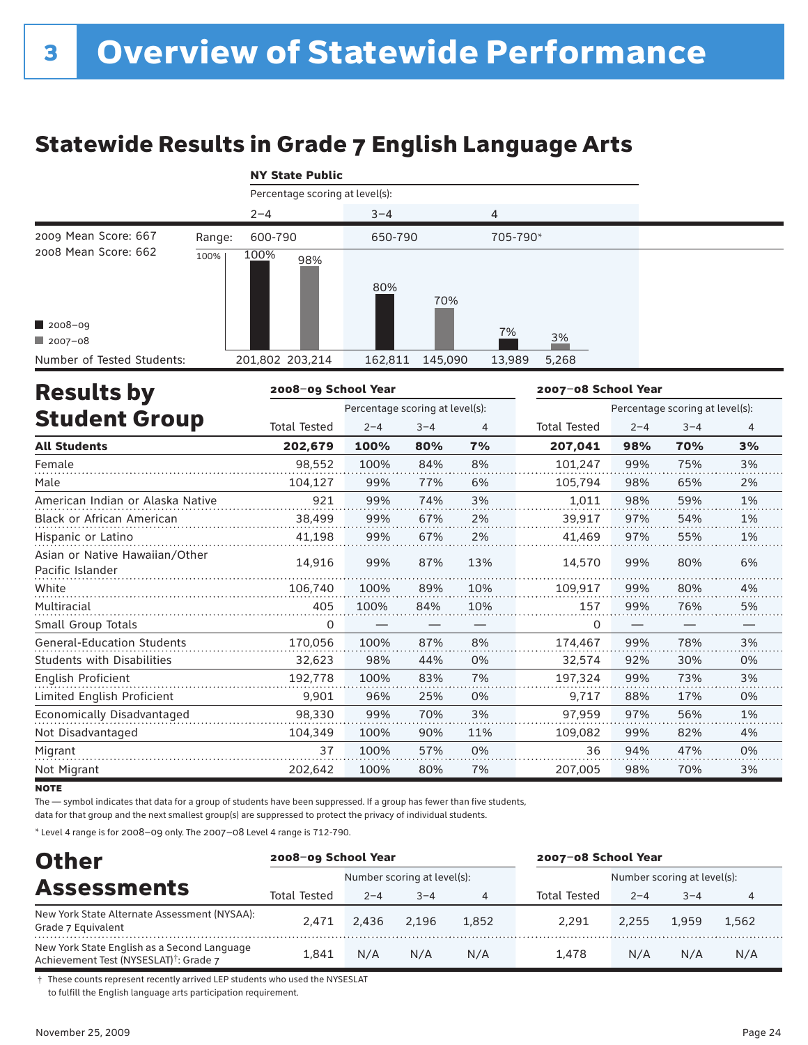# 3 Overview of Statewide Performance

## Statewide Results in Grade 7 English Language Arts

**NY State Public**

| | Percentage scoring at level(s): 2–4 | | 3–4 | | 4 | |
|---|---|---|---|---|---|---|
| Range: | 600-790 | | 650-790 | | 705-790* | |
| | 2008–09 | 2007–08 | 2008–09 | 2007–08 | 2008–09 | 2007–08 |
| Percentage | 100% | 98% | 80% | 70% | 7% | 3% |
| Number of Tested Students: | 201,802 | 203,214 | 162,811 | 145,090 | 13,989 | 5,268 |

2009 Mean Score: 667
2008 Mean Score: 662

## Results by Student Group

| | 2008–09 School Year | | | | 2007–08 School Year | | | |
|---|---|---|---|---|---|---|---|---|
| | | Percentage scoring at level(s): | | | | Percentage scoring at level(s): | | |
| | Total Tested | 2–4 | 3–4 | 4 | Total Tested | 2–4 | 3–4 | 4 |
| **All Students** | **202,679** | **100%** | **80%** | **7%** | **207,041** | **98%** | **70%** | **3%** |
| Female | 98,552 | 100% | 84% | 8% | 101,247 | 99% | 75% | 3% |
| Male | 104,127 | 99% | 77% | 6% | 105,794 | 98% | 65% | 2% |
| American Indian or Alaska Native | 921 | 99% | 74% | 3% | 1,011 | 98% | 59% | 1% |
| Black or African American | 38,499 | 99% | 67% | 2% | 39,917 | 97% | 54% | 1% |
| Hispanic or Latino | 41,198 | 99% | 67% | 2% | 41,469 | 97% | 55% | 1% |
| Asian or Native Hawaiian/Other Pacific Islander | 14,916 | 99% | 87% | 13% | 14,570 | 99% | 80% | 6% |
| White | 106,740 | 100% | 89% | 10% | 109,917 | 99% | 80% | 4% |
| Multiracial | 405 | 100% | 84% | 10% | 157 | 99% | 76% | 5% |
| Small Group Totals | 0 | — | — | — | 0 | — | — | — |
| General-Education Students | 170,056 | 100% | 87% | 8% | 174,467 | 99% | 78% | 3% |
| Students with Disabilities | 32,623 | 98% | 44% | 0% | 32,574 | 92% | 30% | 0% |
| English Proficient | 192,778 | 100% | 83% | 7% | 197,324 | 99% | 73% | 3% |
| Limited English Proficient | 9,901 | 96% | 25% | 0% | 9,717 | 88% | 17% | 0% |
| Economically Disadvantaged | 98,330 | 99% | 70% | 3% | 97,959 | 97% | 56% | 1% |
| Not Disadvantaged | 104,349 | 100% | 90% | 11% | 109,082 | 99% | 82% | 4% |
| Migrant | 37 | 100% | 57% | 0% | 36 | 94% | 47% | 0% |
| Not Migrant | 202,642 | 100% | 80% | 7% | 207,005 | 98% | 70% | 3% |

**NOTE**

The — symbol indicates that data for a group of students have been suppressed. If a group has fewer than five students, data for that group and the next smallest group(s) are suppressed to protect the privacy of individual students.

* Level 4 range is for 2008–09 only. The 2007–08 Level 4 range is 712-790.

## Other Assessments

| | 2008–09 School Year | | | | 2007–08 School Year | | | |
|---|---|---|---|---|---|---|---|---|
| | | Number scoring at level(s): | | | | Number scoring at level(s): | | |
| | Total Tested | 2–4 | 3–4 | 4 | Total Tested | 2–4 | 3–4 | 4 |
| New York State Alternate Assessment (NYSAA): Grade 7 Equivalent | 2,471 | 2,436 | 2,196 | 1,852 | 2,291 | 2,255 | 1,959 | 1,562 |
| New York State English as a Second Language Achievement Test (NYSESLAT)†: Grade 7 | 1,841 | N/A | N/A | N/A | 1,478 | N/A | N/A | N/A |

† These counts represent recently arrived LEP students who used the NYSESLAT to fulfill the English language arts participation requirement.

November 25, 2009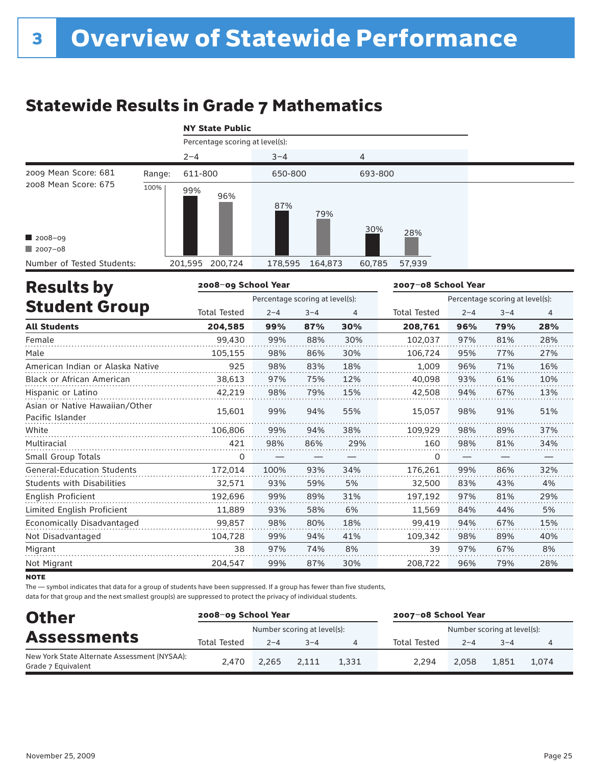# 3 Overview of Statewide Performance

## Statewide Results in Grade 7 Mathematics

**NY State Public**

2009 Mean Score: 681
2008 Mean Score: 675

| | Percentage scoring at level(s): | | |
|---|---|---|---|
| | 2–4 | 3–4 | 4 |
| Range: | 611-800 | 650-800 | 693-800 |
| 2008–09 | 99% | 87% | 30% |
| 2007–08 | 96% | 79% | 28% |
| Number of Tested Students: 2008–09 | 201,595 | 178,595 | 60,785 |
| Number of Tested Students: 2007–08 | 200,724 | 164,873 | 57,939 |

## Results by Student Group

| | 2008–09 School Year | | | | 2007–08 School Year | | | |
|---|---|---|---|---|---|---|---|---|
| | | Percentage scoring at level(s): | | | | Percentage scoring at level(s): | | |
| | Total Tested | 2–4 | 3–4 | 4 | Total Tested | 2–4 | 3–4 | 4 |
| **All Students** | **204,585** | **99%** | **87%** | **30%** | **208,761** | **96%** | **79%** | **28%** |
| Female | 99,430 | 99% | 88% | 30% | 102,037 | 97% | 81% | 28% |
| Male | 105,155 | 98% | 86% | 30% | 106,724 | 95% | 77% | 27% |
| American Indian or Alaska Native | 925 | 98% | 83% | 18% | 1,009 | 96% | 71% | 16% |
| Black or African American | 38,613 | 97% | 75% | 12% | 40,098 | 93% | 61% | 10% |
| Hispanic or Latino | 42,219 | 98% | 79% | 15% | 42,508 | 94% | 67% | 13% |
| Asian or Native Hawaiian/Other Pacific Islander | 15,601 | 99% | 94% | 55% | 15,057 | 98% | 91% | 51% |
| White | 106,806 | 99% | 94% | 38% | 109,929 | 98% | 89% | 37% |
| Multiracial | 421 | 98% | 86% | 29% | 160 | 98% | 81% | 34% |
| Small Group Totals | 0 | — | — | — | 0 | — | — | — |
| General-Education Students | 172,014 | 100% | 93% | 34% | 176,261 | 99% | 86% | 32% |
| Students with Disabilities | 32,571 | 93% | 59% | 5% | 32,500 | 83% | 43% | 4% |
| English Proficient | 192,696 | 99% | 89% | 31% | 197,192 | 97% | 81% | 29% |
| Limited English Proficient | 11,889 | 93% | 58% | 6% | 11,569 | 84% | 44% | 5% |
| Economically Disadvantaged | 99,857 | 98% | 80% | 18% | 99,419 | 94% | 67% | 15% |
| Not Disadvantaged | 104,728 | 99% | 94% | 41% | 109,342 | 98% | 89% | 40% |
| Migrant | 38 | 97% | 74% | 8% | 39 | 97% | 67% | 8% |
| Not Migrant | 204,547 | 99% | 87% | 30% | 208,722 | 96% | 79% | 28% |

**NOTE**

The — symbol indicates that data for a group of students have been suppressed. If a group has fewer than five students, data for that group and the next smallest group(s) are suppressed to protect the privacy of individual students.

## Other Assessments

| | 2008–09 School Year | | | | 2007–08 School Year | | | |
|---|---|---|---|---|---|---|---|---|
| | | Number scoring at level(s): | | | | Number scoring at level(s): | | |
| | Total Tested | 2–4 | 3–4 | 4 | Total Tested | 2–4 | 3–4 | 4 |
| New York State Alternate Assessment (NYSAA): Grade 7 Equivalent | 2,470 | 2,265 | 2,111 | 1,331 | 2,294 | 2,058 | 1,851 | 1,074 |

November 25, 2009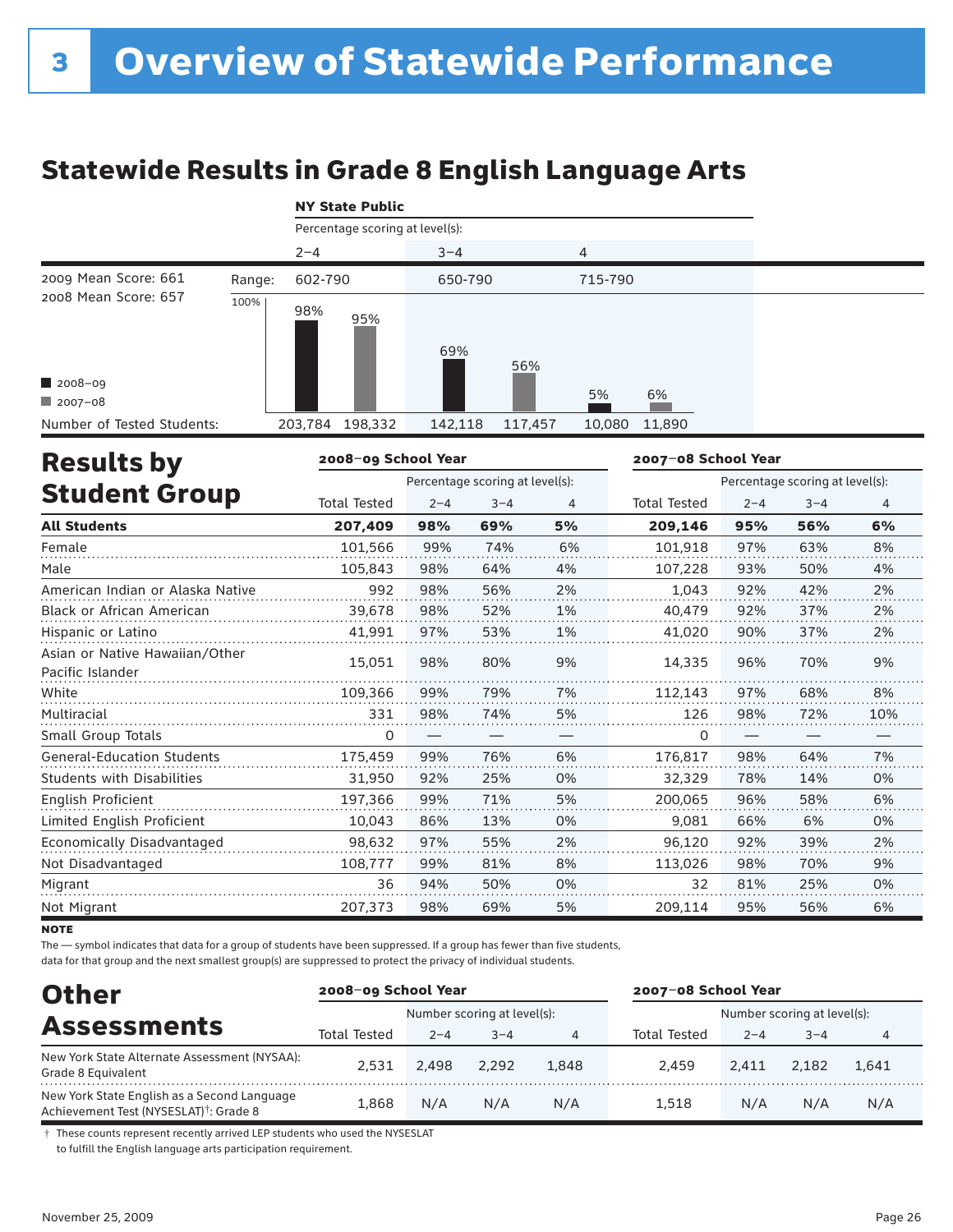# 3 Overview of Statewide Performance

## Statewide Results in Grade 8 English Language Arts

**NY State Public**

Percentage scoring at level(s):

| | | 2–4 | 3–4 | 4 |
|---|---|---|---|---|
| 2009 Mean Score: 661 | Range: | 602-790 | 650-790 | 715-790 |
| 2008 Mean Score: 657 | | | | |
| 2008–09 | | 98% | 69% | 5% |
| 2007–08 | | 95% | 56% | 6% |
| Number of Tested Students: 2008–09 | | 203,784 | 142,118 | 10,080 |
| Number of Tested Students: 2007–08 | | 198,332 | 117,457 | 11,890 |

## Results by Student Group

| | 2008–09 School Year | | | | 2007–08 School Year | | | |
|---|---|---|---|---|---|---|---|---|
| | | Percentage scoring at level(s): | | | | Percentage scoring at level(s): | | |
| | Total Tested | 2–4 | 3–4 | 4 | Total Tested | 2–4 | 3–4 | 4 |
| **All Students** | **207,409** | **98%** | **69%** | **5%** | **209,146** | **95%** | **56%** | **6%** |
| Female | 101,566 | 99% | 74% | 6% | 101,918 | 97% | 63% | 8% |
| Male | 105,843 | 98% | 64% | 4% | 107,228 | 93% | 50% | 4% |
| American Indian or Alaska Native | 992 | 98% | 56% | 2% | 1,043 | 92% | 42% | 2% |
| Black or African American | 39,678 | 98% | 52% | 1% | 40,479 | 92% | 37% | 2% |
| Hispanic or Latino | 41,991 | 97% | 53% | 1% | 41,020 | 90% | 37% | 2% |
| Asian or Native Hawaiian/Other Pacific Islander | 15,051 | 98% | 80% | 9% | 14,335 | 96% | 70% | 9% |
| White | 109,366 | 99% | 79% | 7% | 112,143 | 97% | 68% | 8% |
| Multiracial | 331 | 98% | 74% | 5% | 126 | 98% | 72% | 10% |
| Small Group Totals | 0 | — | — | — | 0 | — | — | — |
| General-Education Students | 175,459 | 99% | 76% | 6% | 176,817 | 98% | 64% | 7% |
| Students with Disabilities | 31,950 | 92% | 25% | 0% | 32,329 | 78% | 14% | 0% |
| English Proficient | 197,366 | 99% | 71% | 5% | 200,065 | 96% | 58% | 6% |
| Limited English Proficient | 10,043 | 86% | 13% | 0% | 9,081 | 66% | 6% | 0% |
| Economically Disadvantaged | 98,632 | 97% | 55% | 2% | 96,120 | 92% | 39% | 2% |
| Not Disadvantaged | 108,777 | 99% | 81% | 8% | 113,026 | 98% | 70% | 9% |
| Migrant | 36 | 94% | 50% | 0% | 32 | 81% | 25% | 0% |
| Not Migrant | 207,373 | 98% | 69% | 5% | 209,114 | 95% | 56% | 6% |

**NOTE**

The — symbol indicates that data for a group of students have been suppressed. If a group has fewer than five students, data for that group and the next smallest group(s) are suppressed to protect the privacy of individual students.

## Other Assessments

| | 2008–09 School Year | | | | 2007–08 School Year | | | |
|---|---|---|---|---|---|---|---|---|
| | | Number scoring at level(s): | | | | Number scoring at level(s): | | |
| | Total Tested | 2–4 | 3–4 | 4 | Total Tested | 2–4 | 3–4 | 4 |
| New York State Alternate Assessment (NYSAA): Grade 8 Equivalent | 2,531 | 2,498 | 2,292 | 1,848 | 2,459 | 2,411 | 2,182 | 1,641 |
| New York State English as a Second Language Achievement Test (NYSESLAT)†: Grade 8 | 1,868 | N/A | N/A | N/A | 1,518 | N/A | N/A | N/A |

† These counts represent recently arrived LEP students who used the NYSESLAT to fulfill the English language arts participation requirement.

November 25, 2009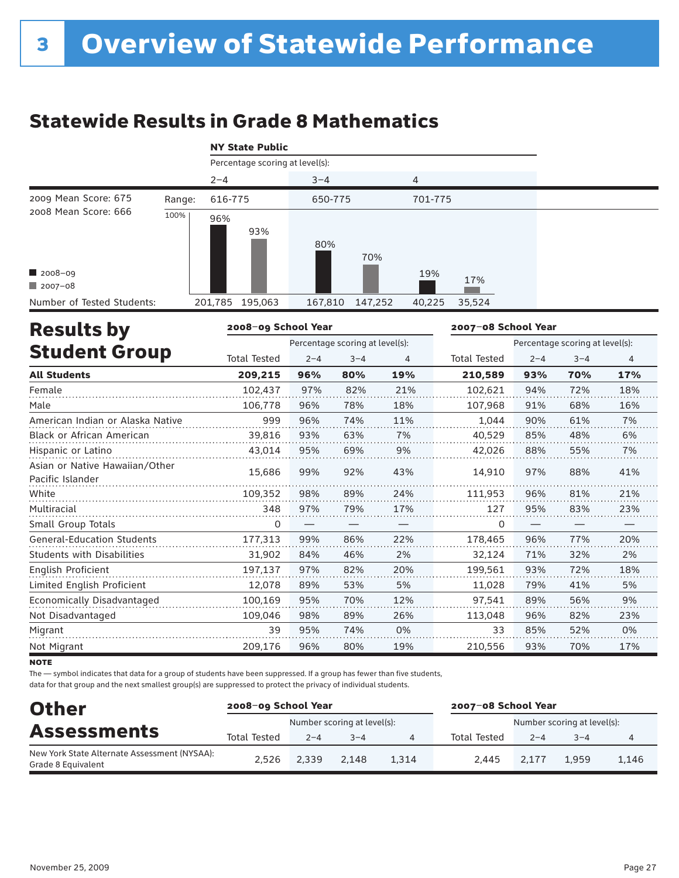# 3 Overview of Statewide Performance

## Statewide Results in Grade 8 Mathematics

**NY State Public**

Percentage scoring at level(s):

| | | 2–4 | | 3–4 | | 4 | |
|---|---|---|---|---|---|---|---|
| 2009 Mean Score: 675 | Range: | 616-775 | | 650-775 | | 701-775 | |
| 2008 Mean Score: 666 | | | | | | | |
| | | 2008–09 | 2007–08 | 2008–09 | 2007–08 | 2008–09 | 2007–08 |
| Percentage | | 96% | 93% | 80% | 70% | 19% | 17% |
| Number of Tested Students: | | 201,785 | 195,063 | 167,810 | 147,252 | 40,225 | 35,524 |

## Results by Student Group

| | 2008–09 School Year | | | | 2007–08 School Year | | | |
|---|---|---|---|---|---|---|---|---|
| | | Percentage scoring at level(s): | | | | Percentage scoring at level(s): | | |
| | Total Tested | 2–4 | 3–4 | 4 | Total Tested | 2–4 | 3–4 | 4 |
| **All Students** | **209,215** | **96%** | **80%** | **19%** | **210,589** | **93%** | **70%** | **17%** |
| Female | 102,437 | 97% | 82% | 21% | 102,621 | 94% | 72% | 18% |
| Male | 106,778 | 96% | 78% | 18% | 107,968 | 91% | 68% | 16% |
| American Indian or Alaska Native | 999 | 96% | 74% | 11% | 1,044 | 90% | 61% | 7% |
| Black or African American | 39,816 | 93% | 63% | 7% | 40,529 | 85% | 48% | 6% |
| Hispanic or Latino | 43,014 | 95% | 69% | 9% | 42,026 | 88% | 55% | 7% |
| Asian or Native Hawaiian/Other Pacific Islander | 15,686 | 99% | 92% | 43% | 14,910 | 97% | 88% | 41% |
| White | 109,352 | 98% | 89% | 24% | 111,953 | 96% | 81% | 21% |
| Multiracial | 348 | 97% | 79% | 17% | 127 | 95% | 83% | 23% |
| Small Group Totals | 0 | — | — | — | 0 | — | — | — |
| General-Education Students | 177,313 | 99% | 86% | 22% | 178,465 | 96% | 77% | 20% |
| Students with Disabilities | 31,902 | 84% | 46% | 2% | 32,124 | 71% | 32% | 2% |
| English Proficient | 197,137 | 97% | 82% | 20% | 199,561 | 93% | 72% | 18% |
| Limited English Proficient | 12,078 | 89% | 53% | 5% | 11,028 | 79% | 41% | 5% |
| Economically Disadvantaged | 100,169 | 95% | 70% | 12% | 97,541 | 89% | 56% | 9% |
| Not Disadvantaged | 109,046 | 98% | 89% | 26% | 113,048 | 96% | 82% | 23% |
| Migrant | 39 | 95% | 74% | 0% | 33 | 85% | 52% | 0% |
| Not Migrant | 209,176 | 96% | 80% | 19% | 210,556 | 93% | 70% | 17% |

**NOTE**

The — symbol indicates that data for a group of students have been suppressed. If a group has fewer than five students, data for that group and the next smallest group(s) are suppressed to protect the privacy of individual students.

## Other Assessments

| | 2008–09 School Year | | | | 2007–08 School Year | | | |
|---|---|---|---|---|---|---|---|---|
| | | Number scoring at level(s): | | | | Number scoring at level(s): | | |
| | Total Tested | 2–4 | 3–4 | 4 | Total Tested | 2–4 | 3–4 | 4 |
| New York State Alternate Assessment (NYSAA): Grade 8 Equivalent | 2,526 | 2,339 | 2,148 | 1,314 | 2,445 | 2,177 | 1,959 | 1,146 |

November 25, 2009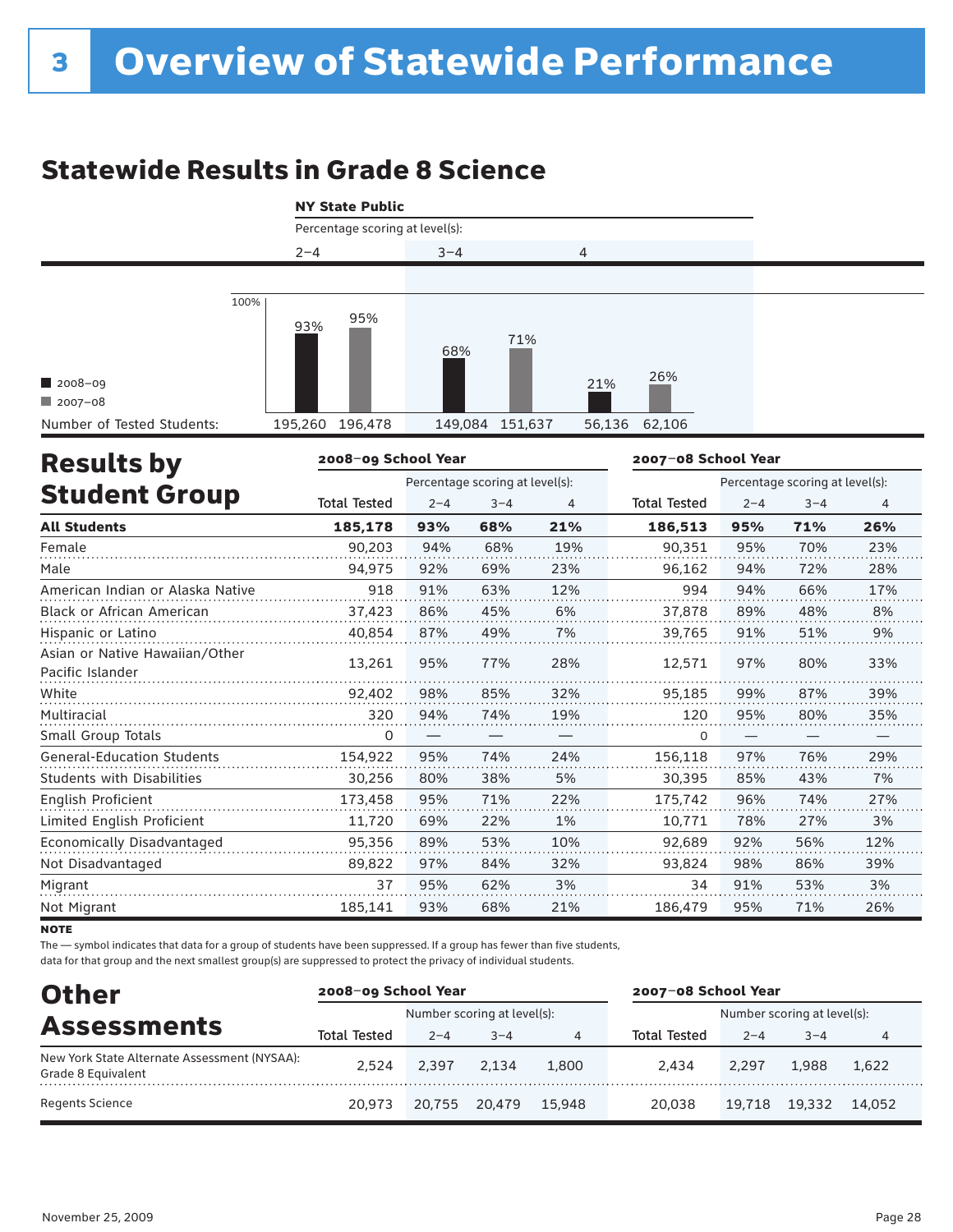# 3 Overview of Statewide Performance

## Statewide Results in Grade 8 Science

**NY State Public**

Percentage scoring at level(s):

| | 2–4 | | 3–4 | | 4 | |
|---|---|---|---|---|---|---|
| | 2008–09 | 2007–08 | 2008–09 | 2007–08 | 2008–09 | 2007–08 |
| Percentage | 93% | 95% | 68% | 71% | 21% | 26% |
| Number of Tested Students: | 195,260 | 196,478 | 149,084 | 151,637 | 56,136 | 62,106 |

## Results by Student Group

| | 2008–09 School Year | | | | 2007–08 School Year | | | |
|---|---|---|---|---|---|---|---|---|
| | | Percentage scoring at level(s): | | | | Percentage scoring at level(s): | | |
| | Total Tested | 2–4 | 3–4 | 4 | Total Tested | 2–4 | 3–4 | 4 |
| **All Students** | **185,178** | **93%** | **68%** | **21%** | **186,513** | **95%** | **71%** | **26%** |
| Female | 90,203 | 94% | 68% | 19% | 90,351 | 95% | 70% | 23% |
| Male | 94,975 | 92% | 69% | 23% | 96,162 | 94% | 72% | 28% |
| American Indian or Alaska Native | 918 | 91% | 63% | 12% | 994 | 94% | 66% | 17% |
| Black or African American | 37,423 | 86% | 45% | 6% | 37,878 | 89% | 48% | 8% |
| Hispanic or Latino | 40,854 | 87% | 49% | 7% | 39,765 | 91% | 51% | 9% |
| Asian or Native Hawaiian/Other Pacific Islander | 13,261 | 95% | 77% | 28% | 12,571 | 97% | 80% | 33% |
| White | 92,402 | 98% | 85% | 32% | 95,185 | 99% | 87% | 39% |
| Multiracial | 320 | 94% | 74% | 19% | 120 | 95% | 80% | 35% |
| Small Group Totals | 0 | — | — | — | 0 | — | — | — |
| General-Education Students | 154,922 | 95% | 74% | 24% | 156,118 | 97% | 76% | 29% |
| Students with Disabilities | 30,256 | 80% | 38% | 5% | 30,395 | 85% | 43% | 7% |
| English Proficient | 173,458 | 95% | 71% | 22% | 175,742 | 96% | 74% | 27% |
| Limited English Proficient | 11,720 | 69% | 22% | 1% | 10,771 | 78% | 27% | 3% |
| Economically Disadvantaged | 95,356 | 89% | 53% | 10% | 92,689 | 92% | 56% | 12% |
| Not Disadvantaged | 89,822 | 97% | 84% | 32% | 93,824 | 98% | 86% | 39% |
| Migrant | 37 | 95% | 62% | 3% | 34 | 91% | 53% | 3% |
| Not Migrant | 185,141 | 93% | 68% | 21% | 186,479 | 95% | 71% | 26% |

**NOTE**

The — symbol indicates that data for a group of students have been suppressed. If a group has fewer than five students, data for that group and the next smallest group(s) are suppressed to protect the privacy of individual students.

## Other Assessments

| | 2008–09 School Year | | | | 2007–08 School Year | | | |
|---|---|---|---|---|---|---|---|---|
| | | Number scoring at level(s): | | | | Number scoring at level(s): | | |
| | Total Tested | 2–4 | 3–4 | 4 | Total Tested | 2–4 | 3–4 | 4 |
| New York State Alternate Assessment (NYSAA): Grade 8 Equivalent | 2,524 | 2,397 | 2,134 | 1,800 | 2,434 | 2,297 | 1,988 | 1,622 |
| Regents Science | 20,973 | 20,755 | 20,479 | 15,948 | 20,038 | 19,718 | 19,332 | 14,052 |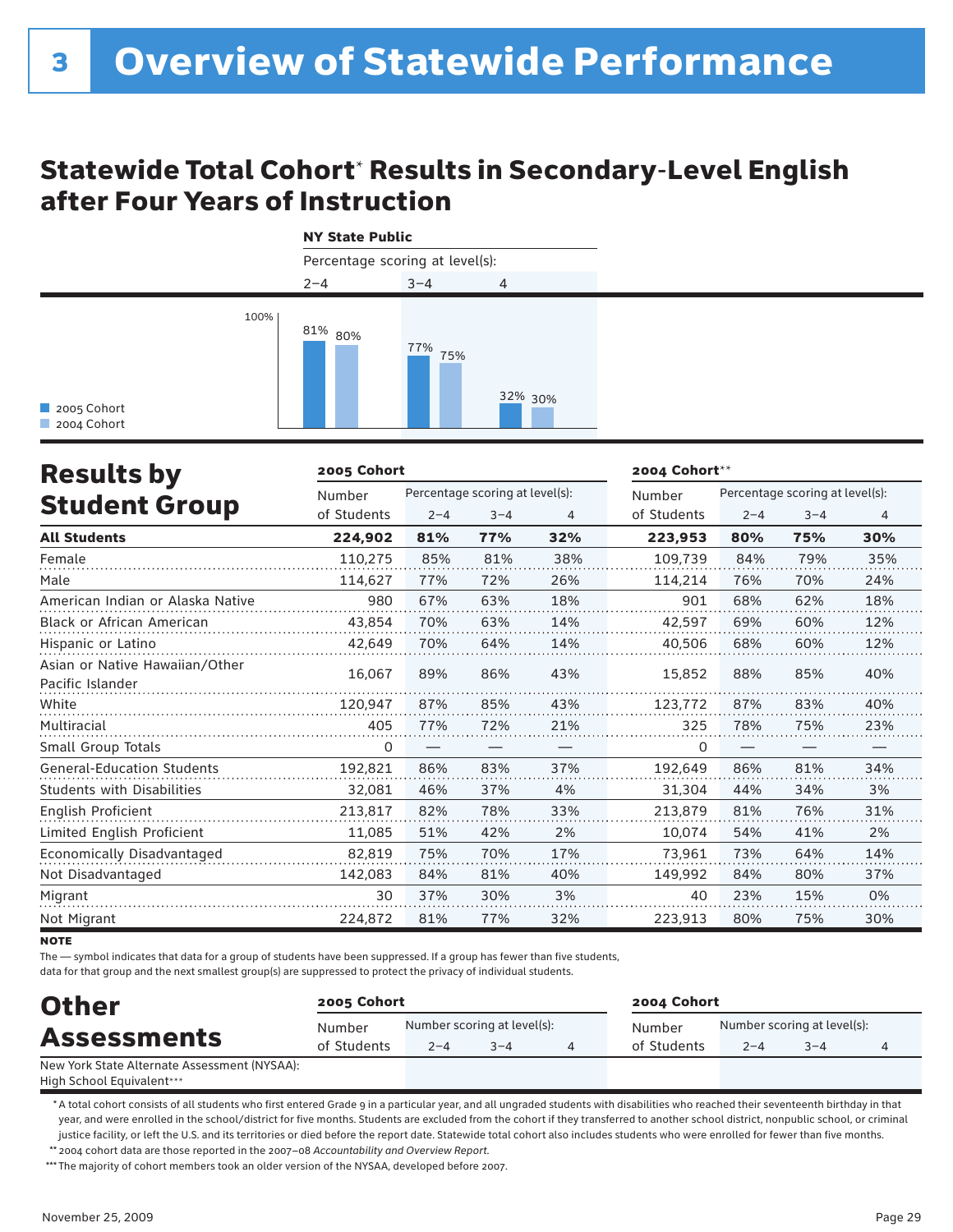# 3 Overview of Statewide Performance

## Statewide Total Cohort* Results in Secondary-Level English after Four Years of Instruction

**NY State Public**

Percentage scoring at level(s):

| | 2–4 | 3–4 | 4 |
|---|---|---|---|
| 2005 Cohort | 81% | 77% | 32% |
| 2004 Cohort | 80% | 75% | 30% |

## Results by Student Group

| | 2005 Cohort | | | | 2004 Cohort** | | | |
|---|---|---|---|---|---|---|---|---|
| | Number of Students | Percentage scoring at level(s): 2–4 | 3–4 | 4 | Number of Students | Percentage scoring at level(s): 2–4 | 3–4 | 4 |
| **All Students** | **224,902** | **81%** | **77%** | **32%** | **223,953** | **80%** | **75%** | **30%** |
| Female | 110,275 | 85% | 81% | 38% | 109,739 | 84% | 79% | 35% |
| Male | 114,627 | 77% | 72% | 26% | 114,214 | 76% | 70% | 24% |
| American Indian or Alaska Native | 980 | 67% | 63% | 18% | 901 | 68% | 62% | 18% |
| Black or African American | 43,854 | 70% | 63% | 14% | 42,597 | 69% | 60% | 12% |
| Hispanic or Latino | 42,649 | 70% | 64% | 14% | 40,506 | 68% | 60% | 12% |
| Asian or Native Hawaiian/Other Pacific Islander | 16,067 | 89% | 86% | 43% | 15,852 | 88% | 85% | 40% |
| White | 120,947 | 87% | 85% | 43% | 123,772 | 87% | 83% | 40% |
| Multiracial | 405 | 77% | 72% | 21% | 325 | 78% | 75% | 23% |
| Small Group Totals | 0 | — | — | — | 0 | — | — | — |
| General-Education Students | 192,821 | 86% | 83% | 37% | 192,649 | 86% | 81% | 34% |
| Students with Disabilities | 32,081 | 46% | 37% | 4% | 31,304 | 44% | 34% | 3% |
| English Proficient | 213,817 | 82% | 78% | 33% | 213,879 | 81% | 76% | 31% |
| Limited English Proficient | 11,085 | 51% | 42% | 2% | 10,074 | 54% | 41% | 2% |
| Economically Disadvantaged | 82,819 | 75% | 70% | 17% | 73,961 | 73% | 64% | 14% |
| Not Disadvantaged | 142,083 | 84% | 81% | 40% | 149,992 | 84% | 80% | 37% |
| Migrant | 30 | 37% | 30% | 3% | 40 | 23% | 15% | 0% |
| Not Migrant | 224,872 | 81% | 77% | 32% | 223,913 | 80% | 75% | 30% |

**NOTE**

The — symbol indicates that data for a group of students have been suppressed. If a group has fewer than five students, data for that group and the next smallest group(s) are suppressed to protect the privacy of individual students.

## Other Assessments

| | 2005 Cohort | | | | 2004 Cohort | | | |
|---|---|---|---|---|---|---|---|---|
| | Number of Students | Number scoring at level(s): 2–4 | 3–4 | 4 | Number of Students | Number scoring at level(s): 2–4 | 3–4 | 4 |
| New York State Alternate Assessment (NYSAA): High School Equivalent*** | | | | | | | | |

\* A total cohort consists of all students who first entered Grade 9 in a particular year, and all ungraded students with disabilities who reached their seventeenth birthday in that year, and were enrolled in the school/district for five months. Students are excluded from the cohort if they transferred to another school district, nonpublic school, or criminal justice facility, or left the U.S. and its territories or died before the report date. Statewide total cohort also includes students who were enrolled for fewer than five months.

\*\* 2004 cohort data are those reported in the 2007–08 *Accountability and Overview Report*.

\*\*\* The majority of cohort members took an older version of the NYSAA, developed before 2007.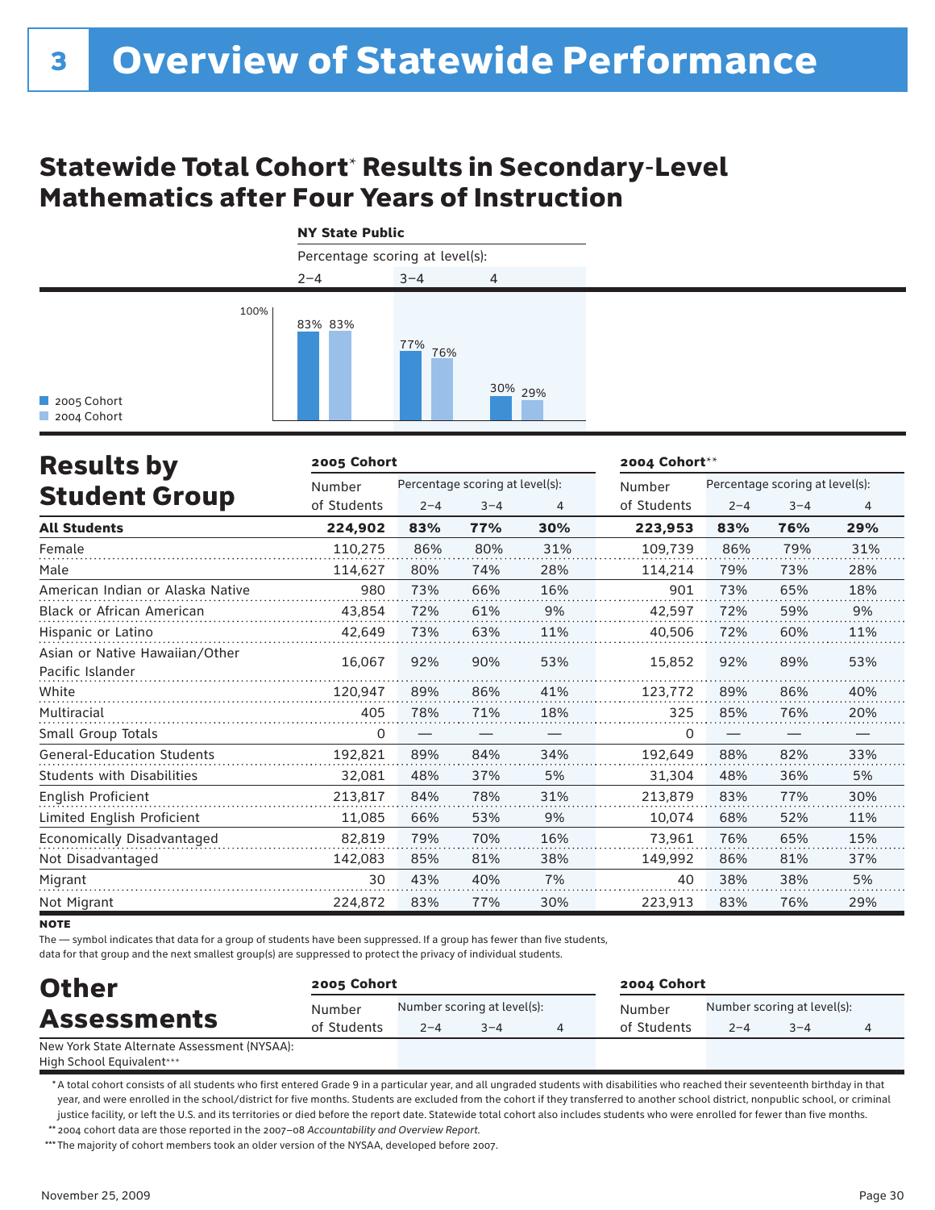# 3 Overview of Statewide Performance

## Statewide Total Cohort* Results in Secondary-Level Mathematics after Four Years of Instruction

NY State Public

Percentage scoring at level(s):

2–4 3–4 4

100%

83% 83%

77% 76%

30% 29%

2005 Cohort

2004 Cohort

## Results by Student Group

| | 2005 Cohort | | | | 2004 Cohort** | | | |
|---|---|---|---|---|---|---|---|---|
| | Number of Students | Percentage scoring at level(s): 2–4 | 3–4 | 4 | Number of Students | Percentage scoring at level(s): 2–4 | 3–4 | 4 |
| **All Students** | **224,902** | **83%** | **77%** | **30%** | **223,953** | **83%** | **76%** | **29%** |
| Female | 110,275 | 86% | 80% | 31% | 109,739 | 86% | 79% | 31% |
| Male | 114,627 | 80% | 74% | 28% | 114,214 | 79% | 73% | 28% |
| American Indian or Alaska Native | 980 | 73% | 66% | 16% | 901 | 73% | 65% | 18% |
| Black or African American | 43,854 | 72% | 61% | 9% | 42,597 | 72% | 59% | 9% |
| Hispanic or Latino | 42,649 | 73% | 63% | 11% | 40,506 | 72% | 60% | 11% |
| Asian or Native Hawaiian/Other Pacific Islander | 16,067 | 92% | 90% | 53% | 15,852 | 92% | 89% | 53% |
| White | 120,947 | 89% | 86% | 41% | 123,772 | 89% | 86% | 40% |
| Multiracial | 405 | 78% | 71% | 18% | 325 | 85% | 76% | 20% |
| Small Group Totals | 0 | — | — | — | 0 | — | — | — |
| General-Education Students | 192,821 | 89% | 84% | 34% | 192,649 | 88% | 82% | 33% |
| Students with Disabilities | 32,081 | 48% | 37% | 5% | 31,304 | 48% | 36% | 5% |
| English Proficient | 213,817 | 84% | 78% | 31% | 213,879 | 83% | 77% | 30% |
| Limited English Proficient | 11,085 | 66% | 53% | 9% | 10,074 | 68% | 52% | 11% |
| Economically Disadvantaged | 82,819 | 79% | 70% | 16% | 73,961 | 76% | 65% | 15% |
| Not Disadvantaged | 142,083 | 85% | 81% | 38% | 149,992 | 86% | 81% | 37% |
| Migrant | 30 | 43% | 40% | 7% | 40 | 38% | 38% | 5% |
| Not Migrant | 224,872 | 83% | 77% | 30% | 223,913 | 83% | 76% | 29% |

**NOTE**

The — symbol indicates that data for a group of students have been suppressed. If a group has fewer than five students, data for that group and the next smallest group(s) are suppressed to protect the privacy of individual students.

## Other Assessments

| | 2005 Cohort | | | | 2004 Cohort | | | |
|---|---|---|---|---|---|---|---|---|
| | Number of Students | Number scoring at level(s): 2–4 | 3–4 | 4 | Number of Students | Number scoring at level(s): 2–4 | 3–4 | 4 |
| New York State Alternate Assessment (NYSAA): High School Equivalent*** | | | | | | | | |

* A total cohort consists of all students who first entered Grade 9 in a particular year, and all ungraded students with disabilities who reached their seventeenth birthday in that year, and were enrolled in the school/district for five months. Students are excluded from the cohort if they transferred to another school district, nonpublic school, or criminal justice facility, or left the U.S. and its territories or died before the report date. Statewide total cohort also includes students who were enrolled for fewer than five months.

** 2004 cohort data are those reported in the 2007–08 *Accountability and Overview Report*.

*** The majority of cohort members took an older version of the NYSAA, developed before 2007.

November 25, 2009